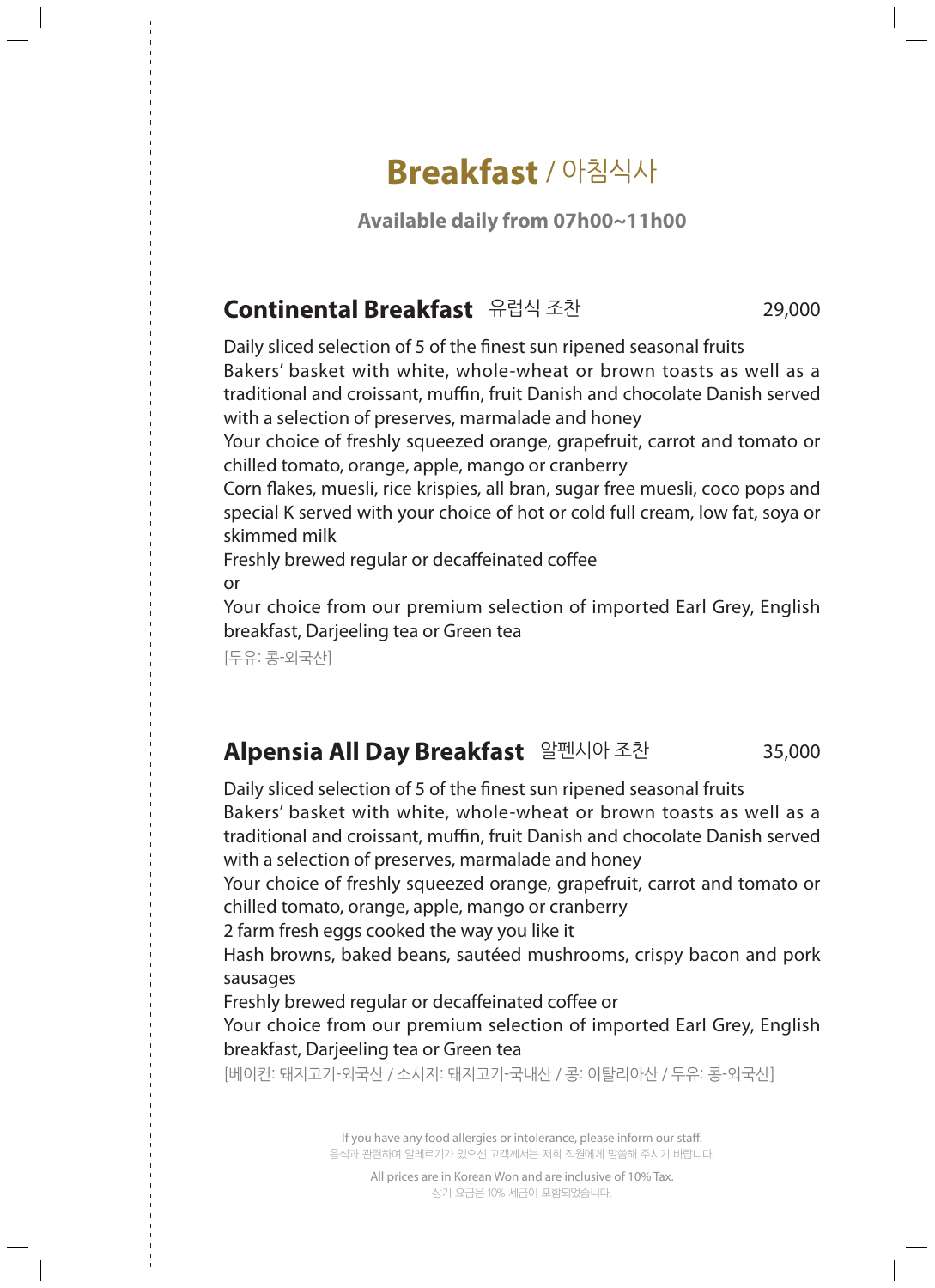# Breakfast / 아침식사

**Available daily from 07h00~11h00**

## Continental Breakfast 유럽식 조찬 29,000

Daily sliced selection of 5 of the finest sun ripened seasonal fruits
Bakers' basket with white, whole-wheat or brown toasts as well as a traditional and croissant, muffin, fruit Danish and chocolate Danish served with a selection of preserves, marmalade and honey
Your choice of freshly squeezed orange, grapefruit, carrot and tomato or chilled tomato, orange, apple, mango or cranberry
Corn flakes, muesli, rice krispies, all bran, sugar free muesli, coco pops and special K served with your choice of hot or cold full cream, low fat, soya or skimmed milk
Freshly brewed regular or decaffeinated coffee
or
Your choice from our premium selection of imported Earl Grey, English breakfast, Darjeeling tea or Green tea
[두유: 콩-외국산]

## Alpensia All Day Breakfast 알펜시아 조찬 35,000

Daily sliced selection of 5 of the finest sun ripened seasonal fruits
Bakers' basket with white, whole-wheat or brown toasts as well as a traditional and croissant, muffin, fruit Danish and chocolate Danish served with a selection of preserves, marmalade and honey
Your choice of freshly squeezed orange, grapefruit, carrot and tomato or chilled tomato, orange, apple, mango or cranberry
2 farm fresh eggs cooked the way you like it
Hash browns, baked beans, sautéed mushrooms, crispy bacon and pork sausages
Freshly brewed regular or decaffeinated coffee or
Your choice from our premium selection of imported Earl Grey, English breakfast, Darjeeling tea or Green tea
[베이컨: 돼지고기-외국산 / 소시지: 돼지고기-국내산 / 콩: 이탈리아산 / 두유: 콩-외국산]

If you have any food allergies or intolerance, please inform our staff.
음식과 관련하여 알레르기가 있으신 고객께서는 저희 직원에게 말씀해 주시기 바랍니다.

All prices are in Korean Won and are inclusive of 10% Tax.
상기 요금은 10% 세금이 포함되었습니다.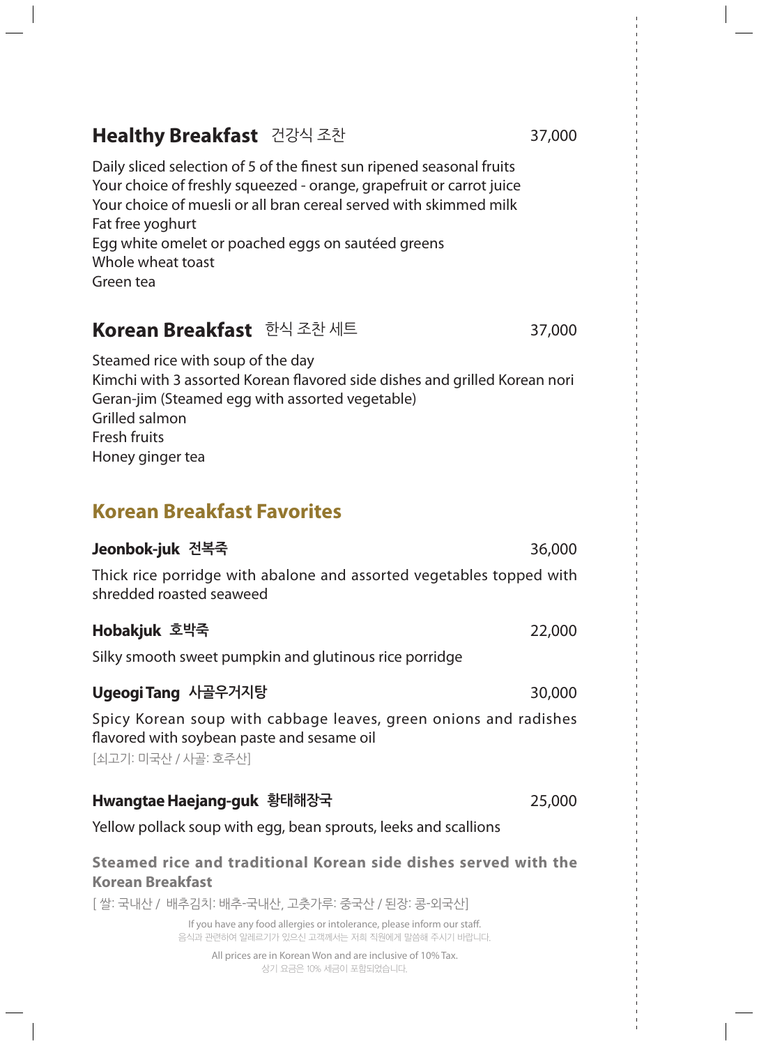## Healthy Breakfast 건강식 조찬 37,000

Daily sliced selection of 5 of the finest sun ripened seasonal fruits
Your choice of freshly squeezed - orange, grapefruit or carrot juice
Your choice of muesli or all bran cereal served with skimmed milk
Fat free yoghurt
Egg white omelet or poached eggs on sautéed greens
Whole wheat toast
Green tea

## Korean Breakfast 한식 조찬 세트 37,000

Steamed rice with soup of the day
Kimchi with 3 assorted Korean flavored side dishes and grilled Korean nori
Geran-jim (Steamed egg with assorted vegetable)
Grilled salmon
Fresh fruits
Honey ginger tea

## Korean Breakfast Favorites

### Jeonbok-juk 전복죽 36,000

Thick rice porridge with abalone and assorted vegetables topped with shredded roasted seaweed

### Hobakjuk 호박죽 22,000

Silky smooth sweet pumpkin and glutinous rice porridge

### Ugeogi Tang 사골우거지탕 30,000

Spicy Korean soup with cabbage leaves, green onions and radishes flavored with soybean paste and sesame oil
[쇠고기: 미국산 / 사골: 호주산]

### Hwangtae Haejang-guk 황태해장국 25,000

Yellow pollack soup with egg, bean sprouts, leeks and scallions

**Steamed rice and traditional Korean side dishes served with the Korean Breakfast**

[ 쌀: 국내산 / 배추김치: 배추-국내산, 고춧가루: 중국산 / 된장: 콩-외국산]

If you have any food allergies or intolerance, please inform our staff.
음식과 관련하여 알레르기가 있으신 고객께서는 저희 직원에게 말씀해 주시기 바랍니다.

All prices are in Korean Won and are inclusive of 10% Tax.
상기 요금은 10% 세금이 포함되었습니다.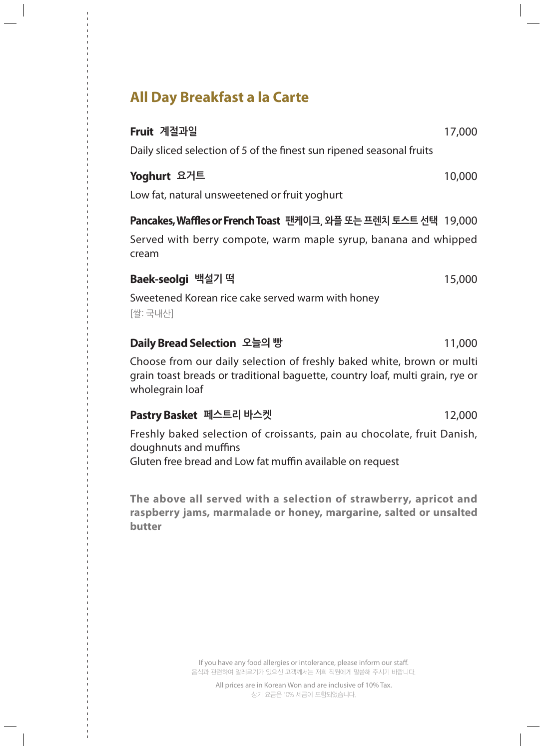## All Day Breakfast a la Carte

**Fruit** **계절과일** 17,000

Daily sliced selection of 5 of the finest sun ripened seasonal fruits

**Yoghurt** **요거트** 10,000

Low fat, natural unsweetened or fruit yoghurt

**Pancakes, Waffles or French Toast** **팬케이크, 와플 또는 프렌치 토스트 선택** 19,000

Served with berry compote, warm maple syrup, banana and whipped cream

**Baek-seolgi** **백설기 떡** 15,000

Sweetened Korean rice cake served warm with honey
[쌀: 국내산]

**Daily Bread Selection** **오늘의 빵** 11,000

Choose from our daily selection of freshly baked white, brown or multi grain toast breads or traditional baguette, country loaf, multi grain, rye or wholegrain loaf

**Pastry Basket** **페스트리 바스켓** 12,000

Freshly baked selection of croissants, pain au chocolate, fruit Danish, doughnuts and muffins
Gluten free bread and Low fat muffin available on request

**The above all served with a selection of strawberry, apricot and raspberry jams, marmalade or honey, margarine, salted or unsalted butter**

If you have any food allergies or intolerance, please inform our staff.
음식과 관련하여 알레르기가 있으신 고객께서는 저희 직원에게 말씀해 주시기 바랍니다.

All prices are in Korean Won and are inclusive of 10% Tax.
상기 요금은 10% 세금이 포함되었습니다.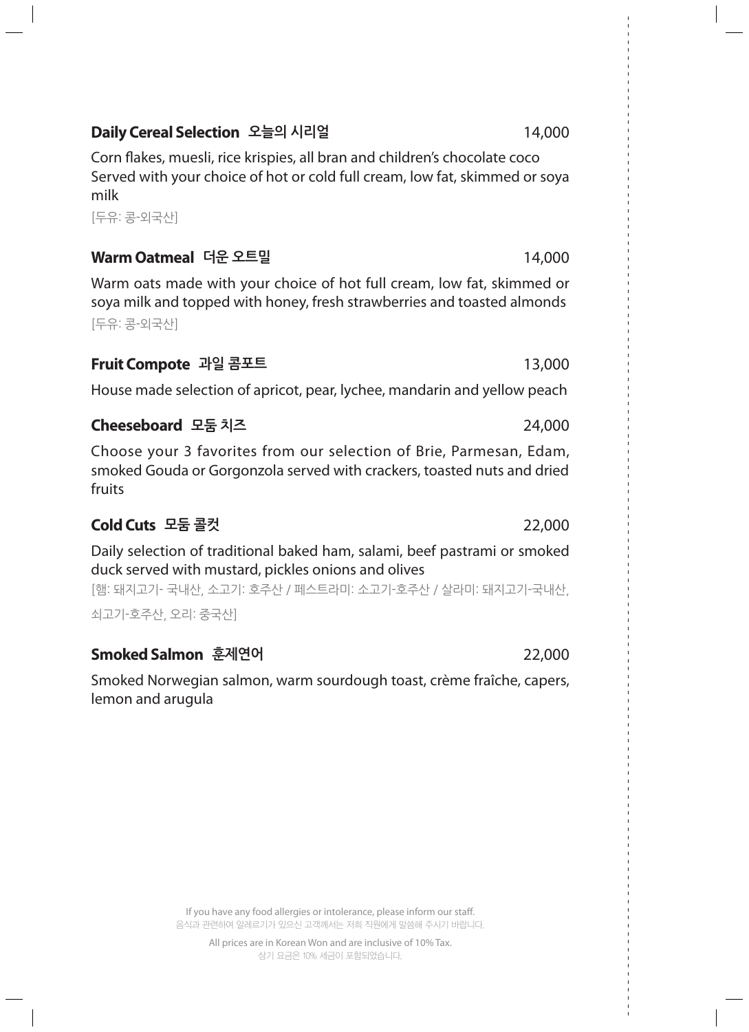### Daily Cereal Selection 오늘의 시리얼 — 14,000

Corn flakes, muesli, rice krispies, all bran and children's chocolate coco
Served with your choice of hot or cold full cream, low fat, skimmed or soya milk

[두유: 콩-외국산]

### Warm Oatmeal 더운 오트밀 — 14,000

Warm oats made with your choice of hot full cream, low fat, skimmed or soya milk and topped with honey, fresh strawberries and toasted almonds

[두유: 콩-외국산]

### Fruit Compote 과일 콤포트 — 13,000

House made selection of apricot, pear, lychee, mandarin and yellow peach

### Cheeseboard 모둠 치즈 — 24,000

Choose your 3 favorites from our selection of Brie, Parmesan, Edam, smoked Gouda or Gorgonzola served with crackers, toasted nuts and dried fruits

### Cold Cuts 모둠 콜컷 — 22,000

Daily selection of traditional baked ham, salami, beef pastrami or smoked duck served with mustard, pickles onions and olives

[햄: 돼지고기- 국내산, 소고기: 호주산 / 페스트라미: 소고기-호주산 / 살라미: 돼지고기-국내산, 쇠고기-호주산, 오리: 중국산]

### Smoked Salmon 훈제연어 — 22,000

Smoked Norwegian salmon, warm sourdough toast, crème fraîche, capers, lemon and arugula

If you have any food allergies or intolerance, please inform our staff.
음식과 관련하여 알레르기가 있으신 고객께서는 저희 직원에게 말씀해 주시기 바랍니다.

All prices are in Korean Won and are inclusive of 10% Tax.
상기 요금은 10% 세금이 포함되었습니다.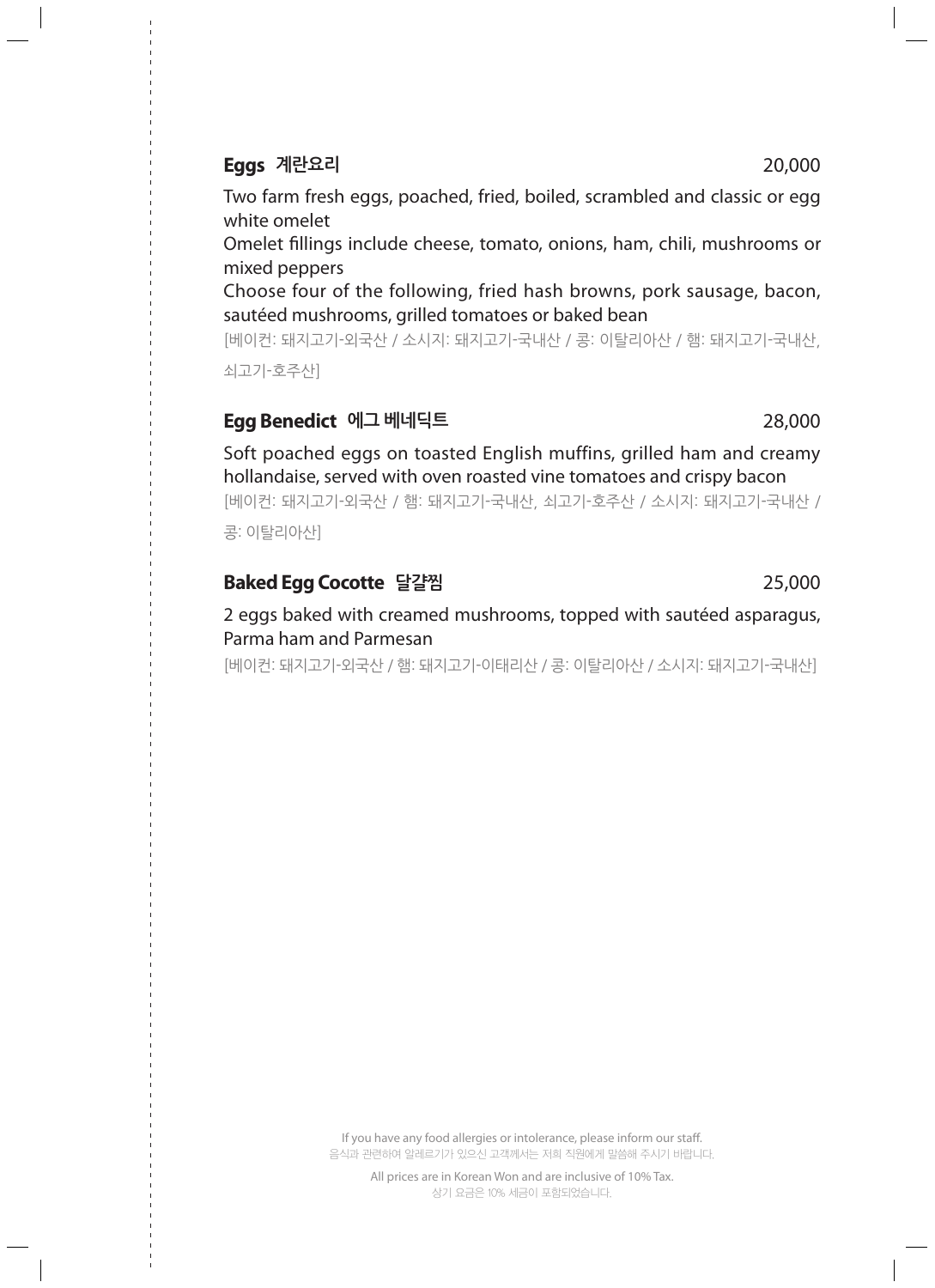## Eggs 계란요리 20,000

Two farm fresh eggs, poached, fried, boiled, scrambled and classic or egg white omelet

Omelet fillings include cheese, tomato, onions, ham, chili, mushrooms or mixed peppers

Choose four of the following, fried hash browns, pork sausage, bacon, sautéed mushrooms, grilled tomatoes or baked bean

[베이컨: 돼지고기-외국산 / 소시지: 돼지고기-국내산 / 콩: 이탈리아산 / 햄: 돼지고기-국내산, 쇠고기-호주산]

## Egg Benedict 에그 베네딕트 28,000

Soft poached eggs on toasted English muffins, grilled ham and creamy hollandaise, served with oven roasted vine tomatoes and crispy bacon

[베이컨: 돼지고기-외국산 / 햄: 돼지고기-국내산, 쇠고기-호주산 / 소시지: 돼지고기-국내산 / 콩: 이탈리아산]

## Baked Egg Cocotte 달걀찜 25,000

2 eggs baked with creamed mushrooms, topped with sautéed asparagus, Parma ham and Parmesan

[베이컨: 돼지고기-외국산 / 햄: 돼지고기-이태리산 / 콩: 이탈리아산 / 소시지: 돼지고기-국내산]

If you have any food allergies or intolerance, please inform our staff.
음식과 관련하여 알레르기가 있으신 고객께서는 저희 직원에게 말씀해 주시기 바랍니다.

All prices are in Korean Won and are inclusive of 10% Tax.
상기 요금은 10% 세금이 포함되었습니다.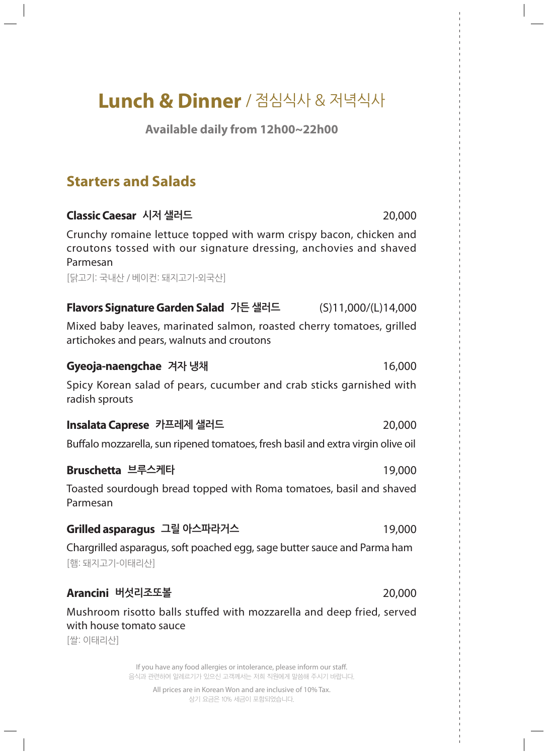# Lunch & Dinner / 점심식사 & 저녁식사

**Available daily from 12h00~22h00**

## Starters and Salads

**Classic Caesar 시저 샐러드** 20,000

Crunchy romaine lettuce topped with warm crispy bacon, chicken and croutons tossed with our signature dressing, anchovies and shaved Parmesan

[닭고기: 국내산 / 베이컨: 돼지고기-외국산]

**Flavors Signature Garden Salad 가든 샐러드** (S)11,000/(L)14,000

Mixed baby leaves, marinated salmon, roasted cherry tomatoes, grilled artichokes and pears, walnuts and croutons

**Gyeoja-naengchae 겨자 냉채** 16,000

Spicy Korean salad of pears, cucumber and crab sticks garnished with radish sprouts

**Insalata Caprese 카프레제 샐러드** 20,000

Buffalo mozzarella, sun ripened tomatoes, fresh basil and extra virgin olive oil

**Bruschetta 브루스케타** 19,000

Toasted sourdough bread topped with Roma tomatoes, basil and shaved Parmesan

**Grilled asparagus 그릴 아스파라거스** 19,000

Chargrilled asparagus, soft poached egg, sage butter sauce and Parma ham

[햄: 돼지고기-이태리산]

**Arancini 버섯리조또볼** 20,000

Mushroom risotto balls stuffed with mozzarella and deep fried, served with house tomato sauce

[쌀: 이태리산]

If you have any food allergies or intolerance, please inform our staff.
음식과 관련하여 알레르기가 있으신 고객께서는 저희 직원에게 말씀해 주시기 바랍니다.

All prices are in Korean Won and are inclusive of 10% Tax.
상기 요금은 10% 세금이 포함되었습니다.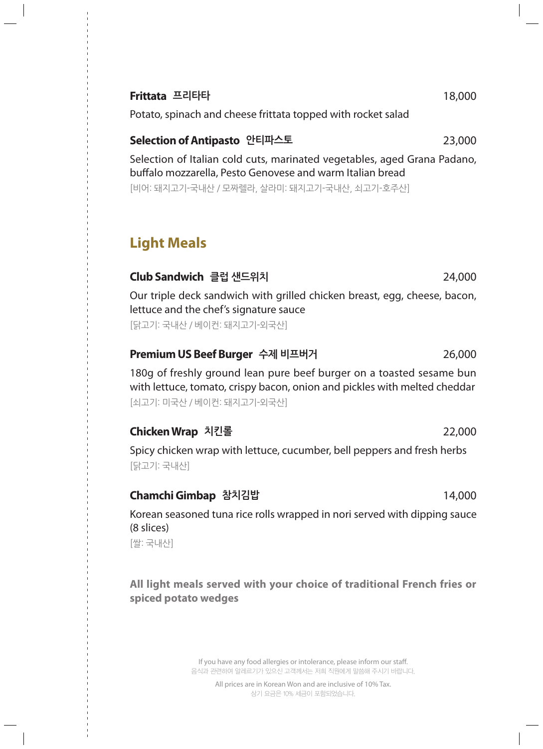**Frittata** 프리타타 18,000

Potato, spinach and cheese frittata topped with rocket salad

**Selection of Antipasto** 안티파스토 23,000

Selection of Italian cold cuts, marinated vegetables, aged Grana Padano, buffalo mozzarella, Pesto Genovese and warm Italian bread

[비어: 돼지고기-국내산 / 모짜렐라, 살라미: 돼지고기-국내산, 쇠고기-호주산]

## Light Meals

**Club Sandwich** 클럽 샌드위치 24,000

Our triple deck sandwich with grilled chicken breast, egg, cheese, bacon, lettuce and the chef's signature sauce

[닭고기: 국내산 / 베이컨: 돼지고기-외국산]

**Premium US Beef Burger** 수제 비프버거 26,000

180g of freshly ground lean pure beef burger on a toasted sesame bun with lettuce, tomato, crispy bacon, onion and pickles with melted cheddar

[쇠고기: 미국산 / 베이컨: 돼지고기-외국산]

**Chicken Wrap** 치킨롤 22,000

Spicy chicken wrap with lettuce, cucumber, bell peppers and fresh herbs

[닭고기: 국내산]

**Chamchi Gimbap** 참치김밥 14,000

Korean seasoned tuna rice rolls wrapped in nori served with dipping sauce (8 slices)

[쌀: 국내산]

**All light meals served with your choice of traditional French fries or spiced potato wedges**

If you have any food allergies or intolerance, please inform our staff.
음식과 관련하여 알레르기가 있으신 고객께서는 저희 직원에게 말씀해 주시기 바랍니다.

All prices are in Korean Won and are inclusive of 10% Tax.
상기 요금은 10% 세금이 포함되었습니다.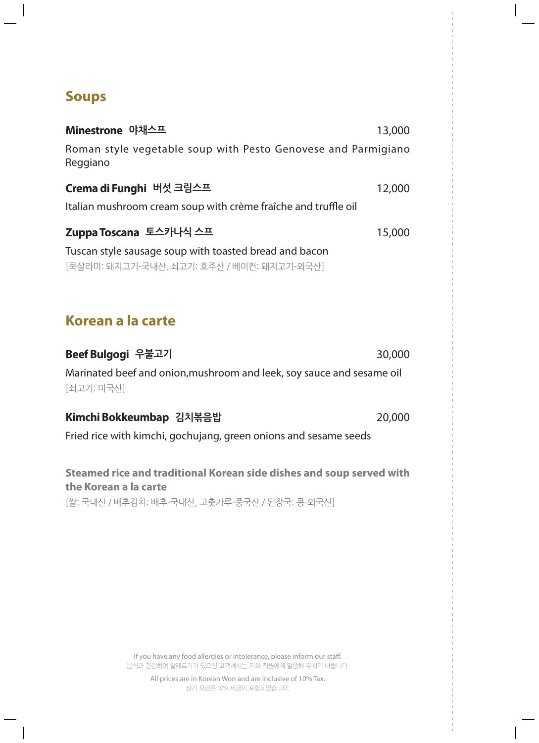## Soups

**Minestrone 야채스프** 13,000

Roman style vegetable soup with Pesto Genovese and Parmigiano Reggiano

**Crema di Funghi 버섯 크림스프** 12,000

Italian mushroom cream soup with crème fraîche and truffle oil

**Zuppa Toscana 토스카나식 스프** 15,000

Tuscan style sausage soup with toasted bread and bacon

[쿡살라미: 돼지고기-국내산, 쇠고기: 호주산 / 베이컨: 돼지고기-외국산]

## Korean a la carte

**Beef Bulgogi 우불고기** 30,000

Marinated beef and onion,mushroom and leek, soy sauce and sesame oil

[쇠고기: 미국산]

**Kimchi Bokkeumbap 김치볶음밥** 20,000

Fried rice with kimchi, gochujang, green onions and sesame seeds

**Steamed rice and traditional Korean side dishes and soup served with the Korean a la carte**

[쌀: 국내산 / 배추김치: 배추-국내산, 고춧가루-중국산 / 된장국: 콩-외국산]

If you have any food allergies or intolerance, please inform our staff.
음식과 관련하여 알레르기가 있으신 고객께서는 저희 직원에게 말씀해 주시기 바랍니다.

All prices are in Korean Won and are inclusive of 10% Tax.
상기 요금은 10% 세금이 포함되었습니다.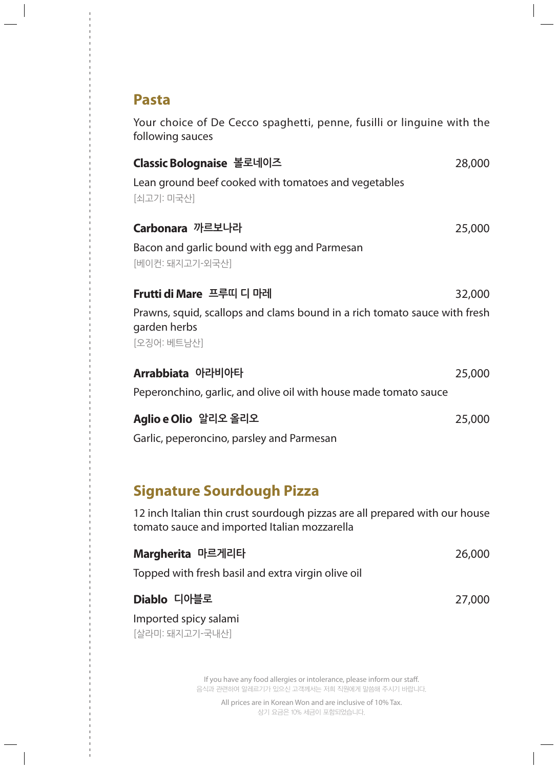## Pasta

Your choice of De Cecco spaghetti, penne, fusilli or linguine with the following sauces

**Classic Bolognaise 볼로네이즈** 28,000

Lean ground beef cooked with tomatoes and vegetables

[쇠고기: 미국산]

**Carbonara 까르보나라** 25,000

Bacon and garlic bound with egg and Parmesan

[베이컨: 돼지고기-외국산]

**Frutti di Mare 프루띠 디 마레** 32,000

Prawns, squid, scallops and clams bound in a rich tomato sauce with fresh garden herbs

[오징어: 베트남산]

**Arrabbiata 아라비아타** 25,000

Peperonchino, garlic, and olive oil with house made tomato sauce

**Aglio e Olio 알리오 올리오** 25,000

Garlic, peperoncino, parsley and Parmesan

## Signature Sourdough Pizza

12 inch Italian thin crust sourdough pizzas are all prepared with our house tomato sauce and imported Italian mozzarella

**Margherita 마르게리타** 26,000

Topped with fresh basil and extra virgin olive oil

**Diablo 디아블로** 27,000

Imported spicy salami

[살라미: 돼지고기-국내산]

If you have any food allergies or intolerance, please inform our staff.
음식과 관련하여 알레르기가 있으신 고객께서는 저희 직원에게 말씀해 주시기 바랍니다.

All prices are in Korean Won and are inclusive of 10% Tax.
상기 요금은 10% 세금이 포함되었습니다.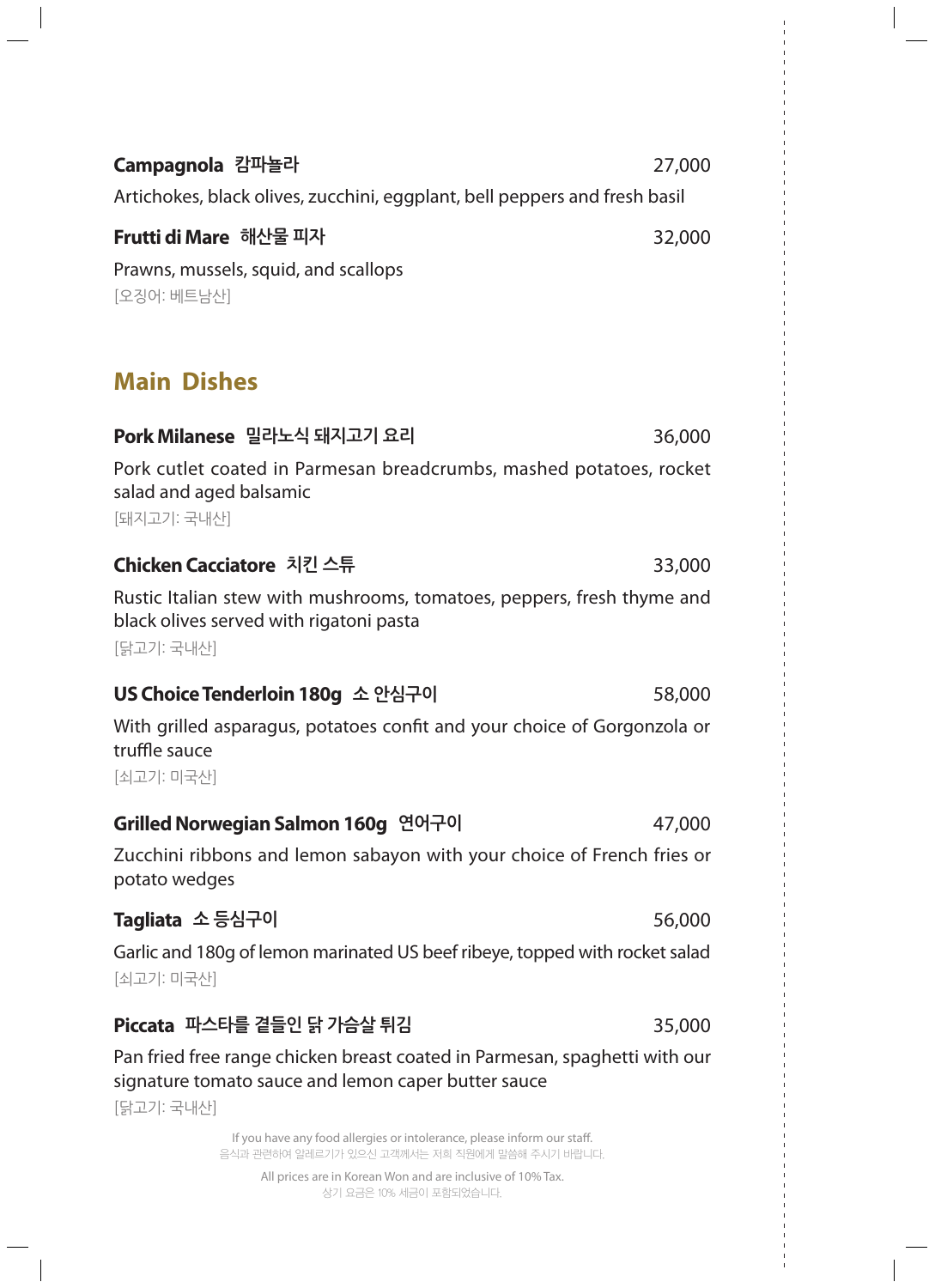**Campagnola 캄파뇰라** 27,000

Artichokes, black olives, zucchini, eggplant, bell peppers and fresh basil

**Frutti di Mare 해산물 피자** 32,000

Prawns, mussels, squid, and scallops

[오징어: 베트남산]

## Main Dishes

**Pork Milanese 밀라노식 돼지고기 요리** 36,000

Pork cutlet coated in Parmesan breadcrumbs, mashed potatoes, rocket salad and aged balsamic

[돼지고기: 국내산]

**Chicken Cacciatore 치킨 스튜** 33,000

Rustic Italian stew with mushrooms, tomatoes, peppers, fresh thyme and black olives served with rigatoni pasta

[닭고기: 국내산]

**US Choice Tenderloin 180g 소 안심구이** 58,000

With grilled asparagus, potatoes confit and your choice of Gorgonzola or truffle sauce

[쇠고기: 미국산]

**Grilled Norwegian Salmon 160g 연어구이** 47,000

Zucchini ribbons and lemon sabayon with your choice of French fries or potato wedges

**Tagliata 소 등심구이** 56,000

Garlic and 180g of lemon marinated US beef ribeye, topped with rocket salad

[쇠고기: 미국산]

**Piccata 파스타를 곁들인 닭 가슴살 튀김** 35,000

Pan fried free range chicken breast coated in Parmesan, spaghetti with our signature tomato sauce and lemon caper butter sauce

[닭고기: 국내산]

If you have any food allergies or intolerance, please inform our staff.
음식과 관련하여 알레르기가 있으신 고객께서는 저희 직원에게 말씀해 주시기 바랍니다.

All prices are in Korean Won and are inclusive of 10% Tax.
상기 요금은 10% 세금이 포함되었습니다.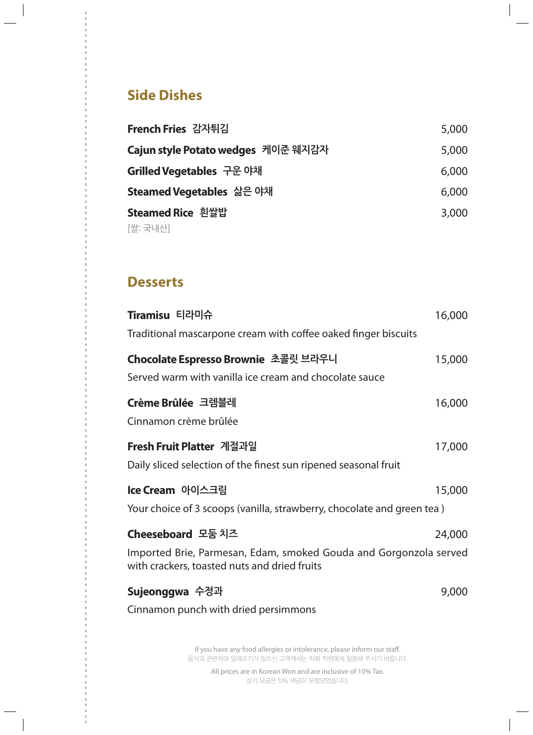## Side Dishes

**French Fries 감자튀김** 5,000

**Cajun style Potato wedges 케이준 웨지감자** 5,000

**Grilled Vegetables 구운 야채** 6,000

**Steamed Vegetables 삶은 야채** 6,000

**Steamed Rice 흰쌀밥** 3,000
[쌀: 국내산]

## Desserts

**Tiramisu 티라미슈** 16,000
Traditional mascarpone cream with coffee oaked finger biscuits

**Chocolate Espresso Brownie 초콜릿 브라우니** 15,000
Served warm with vanilla ice cream and chocolate sauce

**Crème Brûlée 크렘블레** 16,000
Cinnamon crème brûlée

**Fresh Fruit Platter 계절과일** 17,000
Daily sliced selection of the finest sun ripened seasonal fruit

**Ice Cream 아이스크림** 15,000
Your choice of 3 scoops (vanilla, strawberry, chocolate and green tea )

**Cheeseboard 모둠 치즈** 24,000
Imported Brie, Parmesan, Edam, smoked Gouda and Gorgonzola served with crackers, toasted nuts and dried fruits

**Sujeonggwa 수정과** 9,000
Cinnamon punch with dried persimmons

If you have any food allergies or intolerance, please inform our staff.
음식과 관련하여 알레르기가 있으신 고객께서는 저희 직원에게 말씀해 주시기 바랍니다.

All prices are in Korean Won and are inclusive of 10% Tax.
상기 요금은 10% 세금이 포함되었습니다.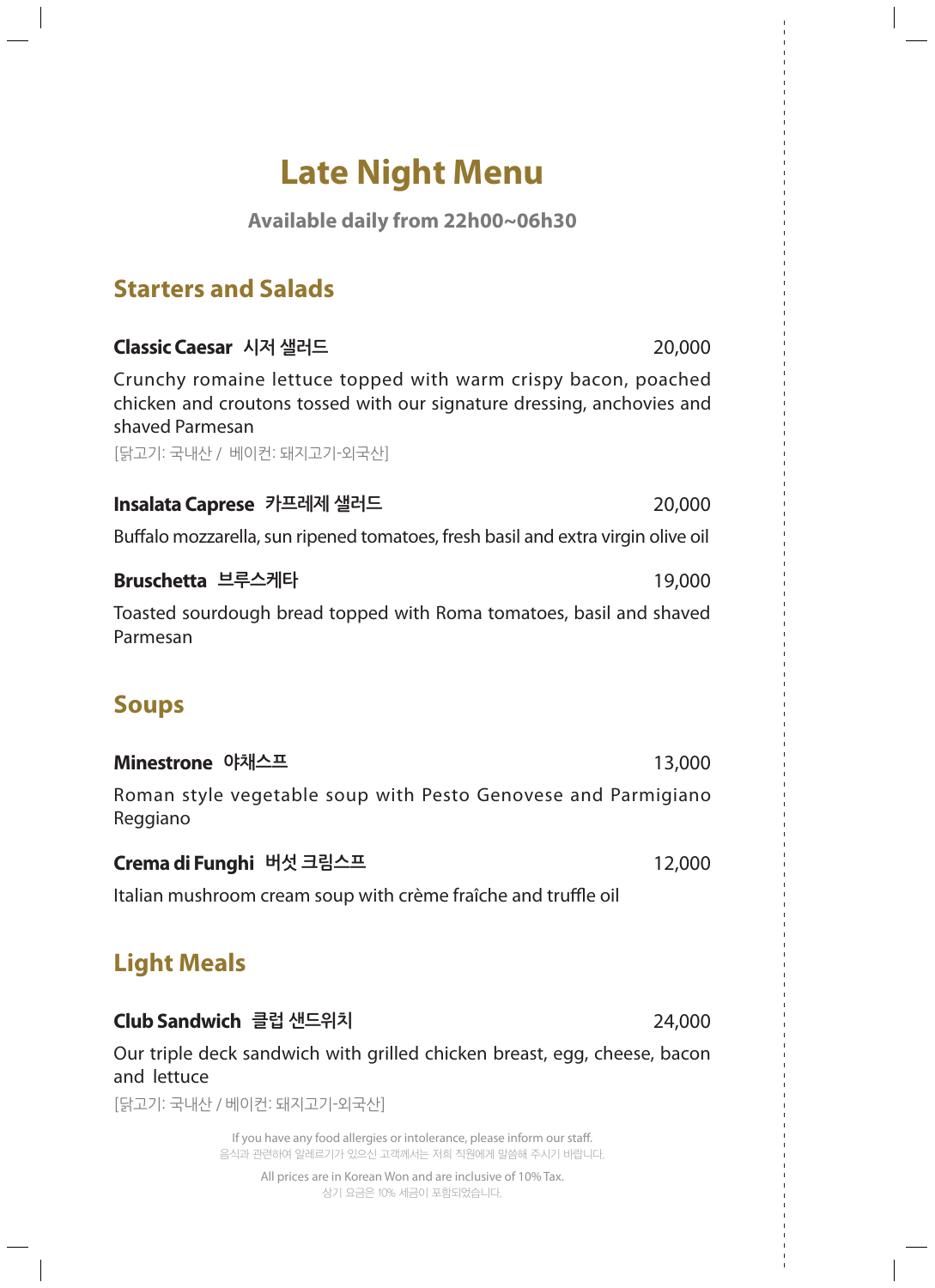# Late Night Menu

**Available daily from 22h00~06h30**

## Starters and Salads

**Classic Caesar 시저 샐러드** 20,000

Crunchy romaine lettuce topped with warm crispy bacon, poached chicken and croutons tossed with our signature dressing, anchovies and shaved Parmesan

[닭고기: 국내산 / 베이컨: 돼지고기-외국산]

**Insalata Caprese 카프레제 샐러드** 20,000

Buffalo mozzarella, sun ripened tomatoes, fresh basil and extra virgin olive oil

**Bruschetta 브루스케타** 19,000

Toasted sourdough bread topped with Roma tomatoes, basil and shaved Parmesan

## Soups

**Minestrone 야채스프** 13,000

Roman style vegetable soup with Pesto Genovese and Parmigiano Reggiano

**Crema di Funghi 버섯 크림스프** 12,000

Italian mushroom cream soup with crème fraîche and truffle oil

## Light Meals

**Club Sandwich 클럽 샌드위치** 24,000

Our triple deck sandwich with grilled chicken breast, egg, cheese, bacon and lettuce

[닭고기: 국내산 / 베이컨: 돼지고기-외국산]

If you have any food allergies or intolerance, please inform our staff.
음식과 관련하여 알레르기가 있으신 고객께서는 저희 직원에게 말씀해 주시기 바랍니다.

All prices are in Korean Won and are inclusive of 10% Tax.
상기 요금은 10% 세금이 포함되었습니다.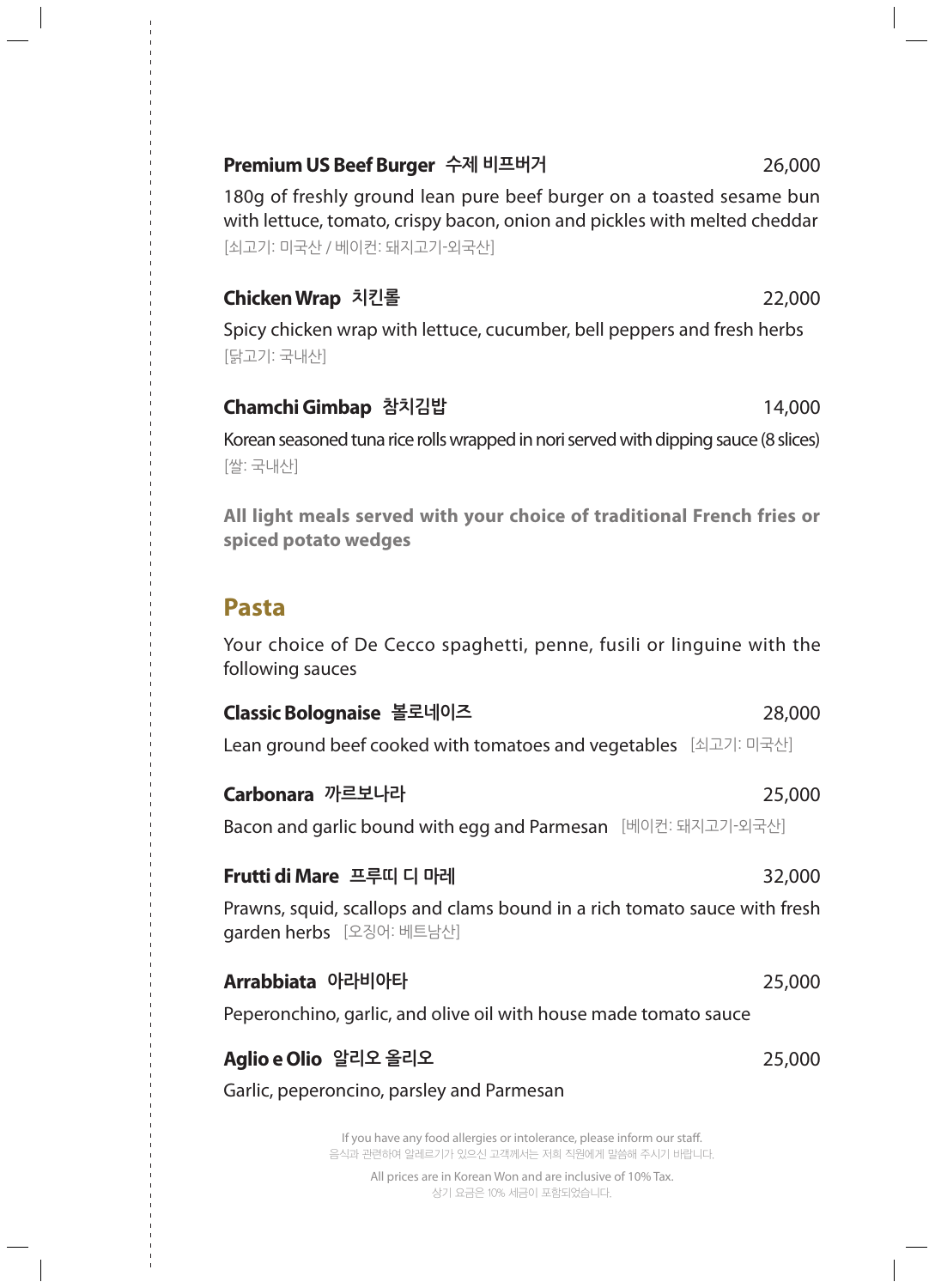**Premium US Beef Burger** 수제 비프버거 26,000

180g of freshly ground lean pure beef burger on a toasted sesame bun with lettuce, tomato, crispy bacon, onion and pickles with melted cheddar
[쇠고기: 미국산 / 베이컨: 돼지고기-외국산]

**Chicken Wrap** 치킨롤 22,000

Spicy chicken wrap with lettuce, cucumber, bell peppers and fresh herbs
[닭고기: 국내산]

**Chamchi Gimbap** 참치김밥 14,000

Korean seasoned tuna rice rolls wrapped in nori served with dipping sauce (8 slices)
[쌀: 국내산]

**All light meals served with your choice of traditional French fries or spiced potato wedges**

## Pasta

Your choice of De Cecco spaghetti, penne, fusili or linguine with the following sauces

**Classic Bolognaise** 볼로네이즈 28,000

Lean ground beef cooked with tomatoes and vegetables [쇠고기: 미국산]

**Carbonara** 까르보나라 25,000

Bacon and garlic bound with egg and Parmesan [베이컨: 돼지고기-외국산]

**Frutti di Mare** 프루띠 디 마레 32,000

Prawns, squid, scallops and clams bound in a rich tomato sauce with fresh garden herbs [오징어: 베트남산]

**Arrabbiata** 아라비아타 25,000

Peperonchino, garlic, and olive oil with house made tomato sauce

**Aglio e Olio** 알리오 올리오 25,000

Garlic, peperoncino, parsley and Parmesan

If you have any food allergies or intolerance, please inform our staff.
음식과 관련하여 알레르기가 있으신 고객께서는 저희 직원에게 말씀해 주시기 바랍니다.

All prices are in Korean Won and are inclusive of 10% Tax.
상기 요금은 10% 세금이 포함되었습니다.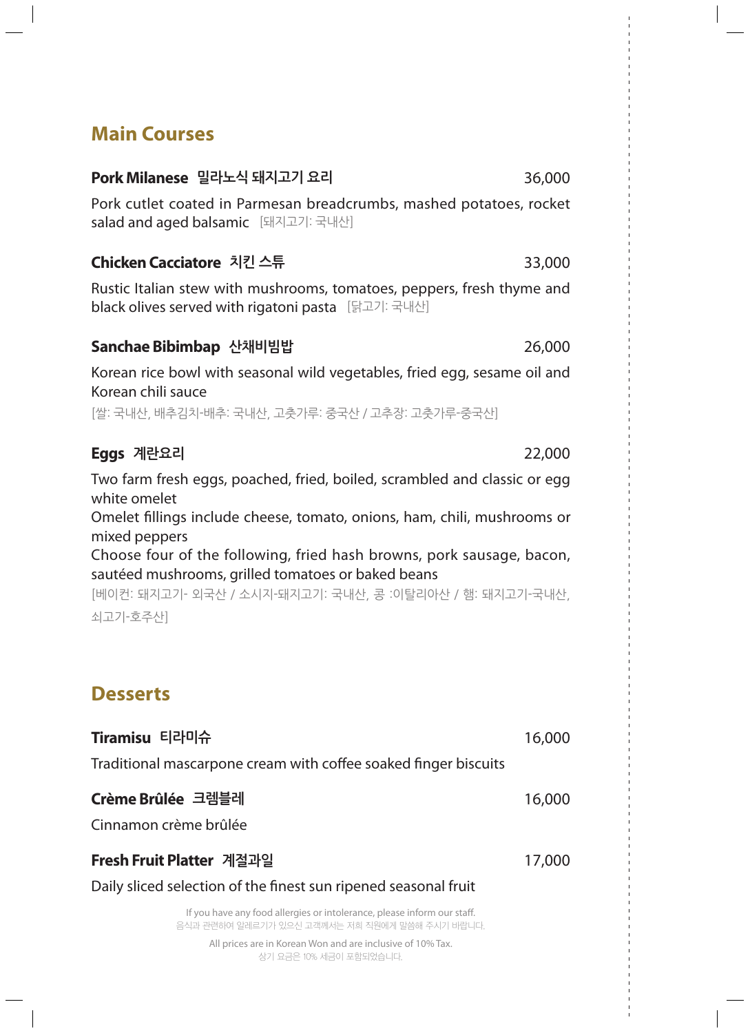## Main Courses

**Pork Milanese 밀라노식 돼지고기 요리** 36,000

Pork cutlet coated in Parmesan breadcrumbs, mashed potatoes, rocket salad and aged balsamic [돼지고기: 국내산]

**Chicken Cacciatore 치킨 스튜** 33,000

Rustic Italian stew with mushrooms, tomatoes, peppers, fresh thyme and black olives served with rigatoni pasta [닭고기: 국내산]

**Sanchae Bibimbap 산채비빔밥** 26,000

Korean rice bowl with seasonal wild vegetables, fried egg, sesame oil and Korean chili sauce

[쌀: 국내산, 배추김치-배추: 국내산, 고춧가루: 중국산 / 고추장: 고춧가루-중국산]

**Eggs 계란요리** 22,000

Two farm fresh eggs, poached, fried, boiled, scrambled and classic or egg white omelet

Omelet fillings include cheese, tomato, onions, ham, chili, mushrooms or mixed peppers

Choose four of the following, fried hash browns, pork sausage, bacon, sautéed mushrooms, grilled tomatoes or baked beans

[베이컨: 돼지고기- 외국산 / 소시지-돼지고기: 국내산, 콩 :이탈리아산 / 햄: 돼지고기-국내산, 쇠고기-호주산]

## Desserts

**Tiramisu 티라미슈** 16,000

Traditional mascarpone cream with coffee soaked finger biscuits

**Crème Brûlée 크렘블레** 16,000

Cinnamon crème brûlée

**Fresh Fruit Platter 계절과일** 17,000

Daily sliced selection of the finest sun ripened seasonal fruit

If you have any food allergies or intolerance, please inform our staff.
음식과 관련하여 알레르기가 있으신 고객께서는 저희 직원에게 말씀해 주시기 바랍니다.

All prices are in Korean Won and are inclusive of 10% Tax.
상기 요금은 10% 세금이 포함되었습니다.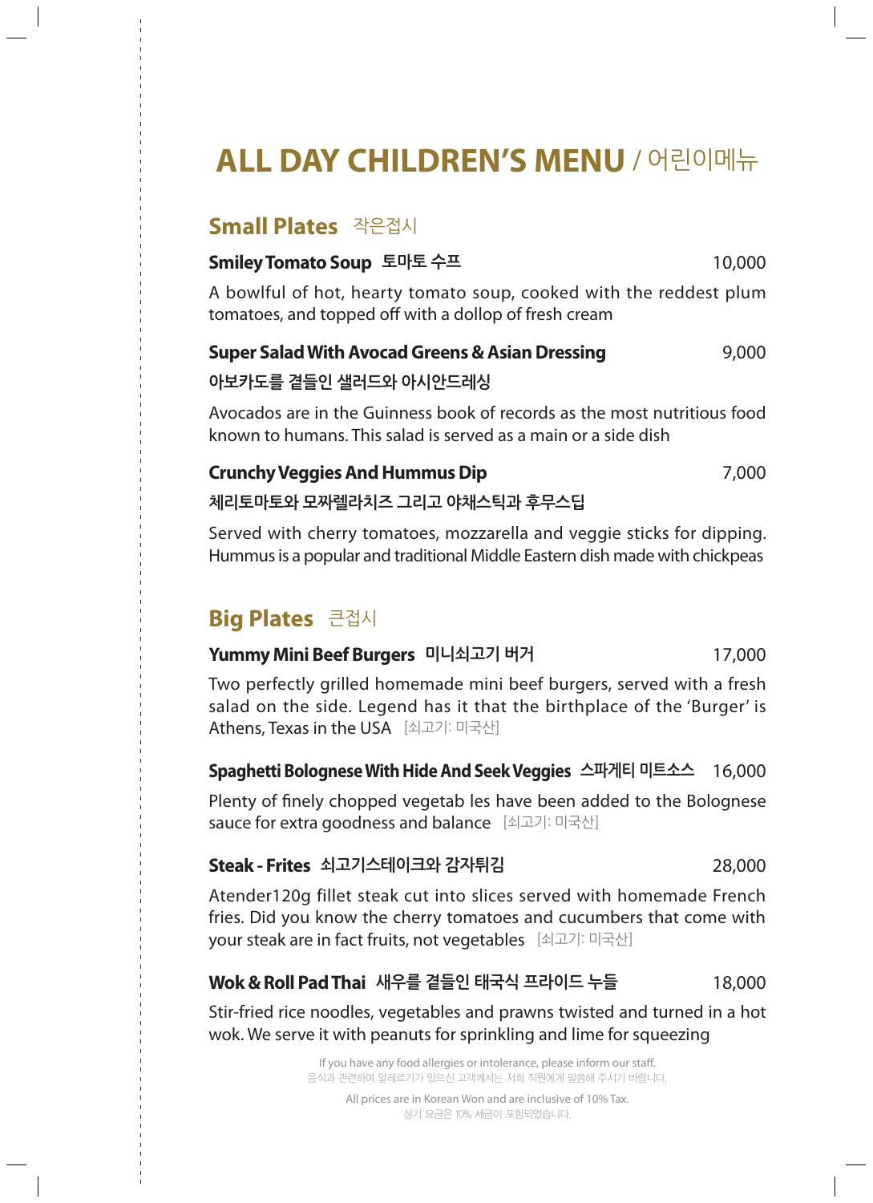# ALL DAY CHILDREN'S MENU / 어린이메뉴

## Small Plates 작은접시

**Smiley Tomato Soup 토마토 수프** 10,000

A bowlful of hot, hearty tomato soup, cooked with the reddest plum tomatoes, and topped off with a dollop of fresh cream

**Super Salad With Avocad Greens & Asian Dressing** 9,000
**아보카도를 곁들인 샐러드와 아시안드레싱**

Avocados are in the Guinness book of records as the most nutritious food known to humans. This salad is served as a main or a side dish

**Crunchy Veggies And Hummus Dip** 7,000
**체리토마토와 모짜렐라치즈 그리고 야채스틱과 후무스딥**

Served with cherry tomatoes, mozzarella and veggie sticks for dipping. Hummus is a popular and traditional Middle Eastern dish made with chickpeas

## Big Plates 큰접시

**Yummy Mini Beef Burgers 미니쇠고기 버거** 17,000

Two perfectly grilled homemade mini beef burgers, served with a fresh salad on the side. Legend has it that the birthplace of the 'Burger' is Athens, Texas in the USA [쇠고기: 미국산]

**Spaghetti Bolognese With Hide And Seek Veggies 스파게티 미트소스** 16,000

Plenty of finely chopped vegetab les have been added to the Bolognese sauce for extra goodness and balance [쇠고기: 미국산]

**Steak - Frites 쇠고기스테이크와 감자튀김** 28,000

Atender120g fillet steak cut into slices served with homemade French fries. Did you know the cherry tomatoes and cucumbers that come with your steak are in fact fruits, not vegetables [쇠고기: 미국산]

**Wok & Roll Pad Thai 새우를 곁들인 태국식 프라이드 누들** 18,000

Stir-fried rice noodles, vegetables and prawns twisted and turned in a hot wok. We serve it with peanuts for sprinkling and lime for squeezing

If you have any food allergies or intolerance, please inform our staff.
음식과 관련하여 알레르기가 있으신 고객께서는 저희 직원에게 말씀해 주시기 바랍니다.

All prices are in Korean Won and are inclusive of 10% Tax.
상기 요금은 10% 세금이 포함되었습니다.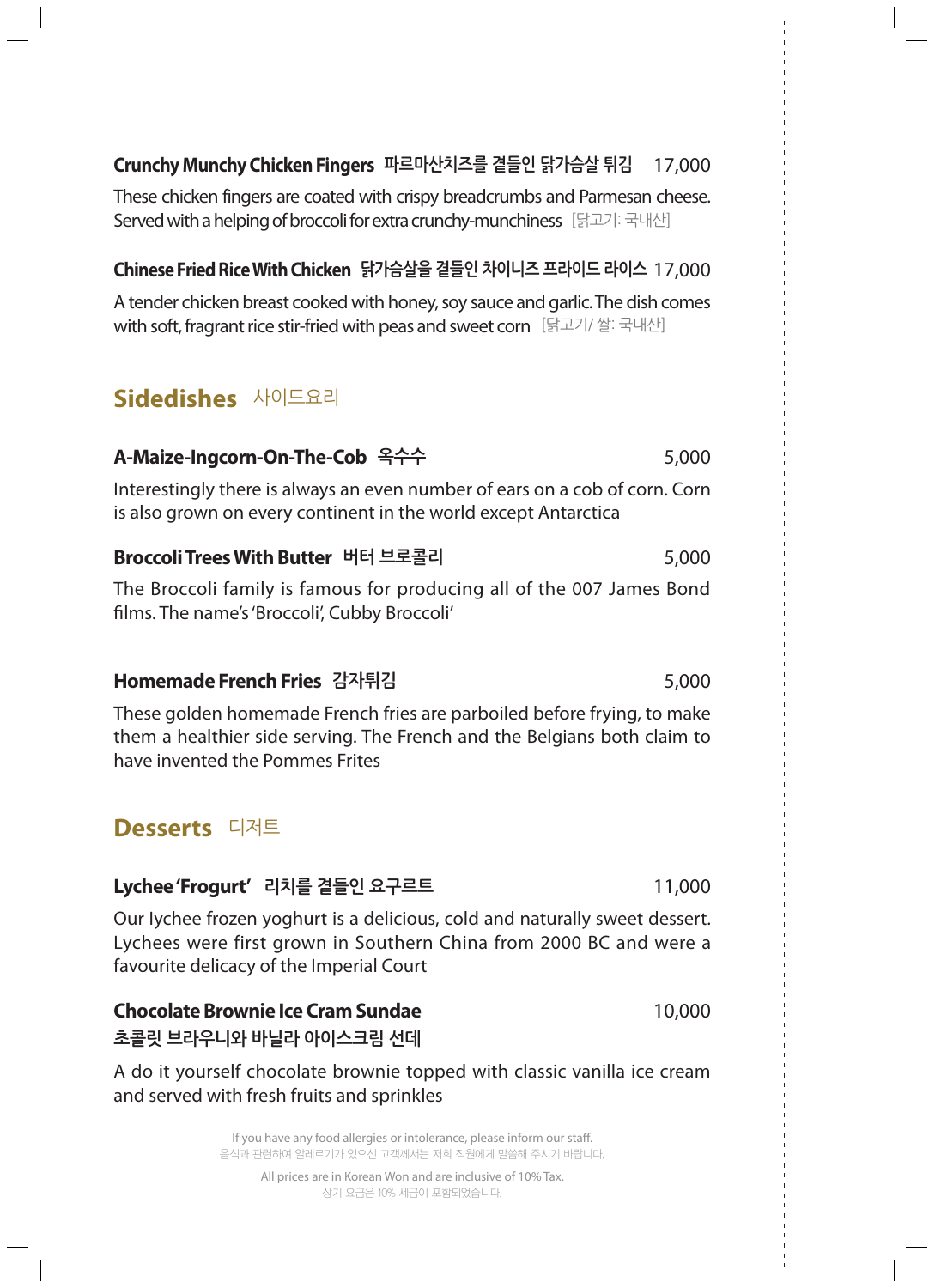### Crunchy Munchy Chicken Fingers 파르마산치즈를 곁들인 닭가슴살 튀김 17,000

These chicken fingers are coated with crispy breadcrumbs and Parmesan cheese. Served with a helping of broccoli for extra crunchy-munchiness [닭고기: 국내산]

### Chinese Fried Rice With Chicken 닭가슴살을 곁들인 차이니즈 프라이드 라이스 17,000

A tender chicken breast cooked with honey, soy sauce and garlic. The dish comes with soft, fragrant rice stir-fried with peas and sweet corn [닭고기/ 쌀: 국내산]

## Sidedishes 사이드요리

### A-Maize-Ingcorn-On-The-Cob 옥수수 5,000

Interestingly there is always an even number of ears on a cob of corn. Corn is also grown on every continent in the world except Antarctica

### Broccoli Trees With Butter 버터 브로콜리 5,000

The Broccoli family is famous for producing all of the 007 James Bond films. The name's 'Broccoli', Cubby Broccoli'

### Homemade French Fries 감자튀김 5,000

These golden homemade French fries are parboiled before frying, to make them a healthier side serving. The French and the Belgians both claim to have invented the Pommes Frites

## Desserts 디저트

### Lychee 'Frogurt' 리치를 곁들인 요구르트 11,000

Our lychee frozen yoghurt is a delicious, cold and naturally sweet dessert. Lychees were first grown in Southern China from 2000 BC and were a favourite delicacy of the Imperial Court

### Chocolate Brownie Ice Cram Sundae 10,000
### 초콜릿 브라우니와 바닐라 아이스크림 선데

A do it yourself chocolate brownie topped with classic vanilla ice cream and served with fresh fruits and sprinkles

If you have any food allergies or intolerance, please inform our staff.
음식과 관련하여 알레르기가 있으신 고객께서는 저희 직원에게 말씀해 주시기 바랍니다.

All prices are in Korean Won and are inclusive of 10% Tax.
상기 요금은 10% 세금이 포함되었습니다.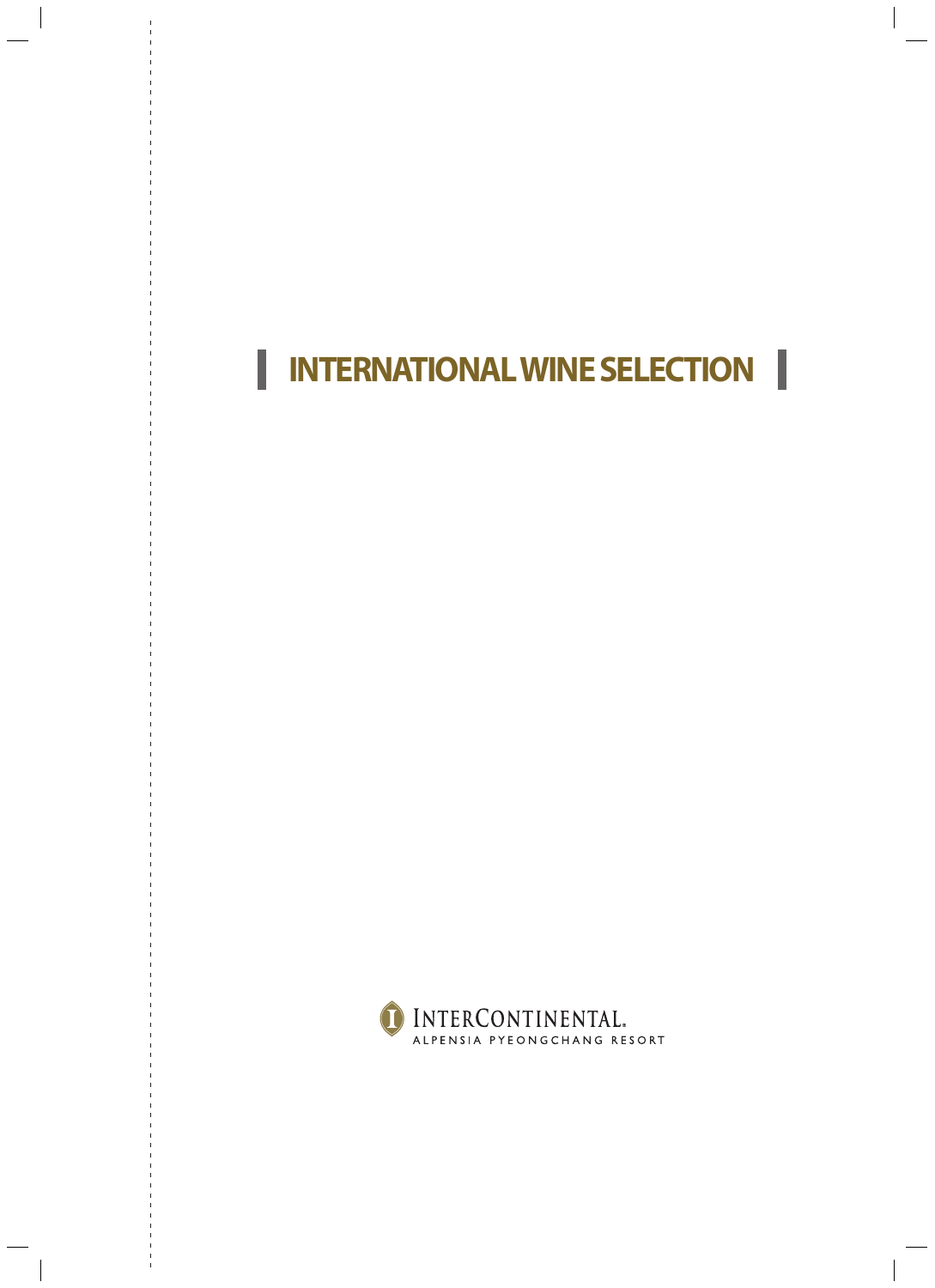# INTERNATIONAL WINE SELECTION

INTERCONTINENTAL.
ALPENSIA PYEONGCHANG RESORT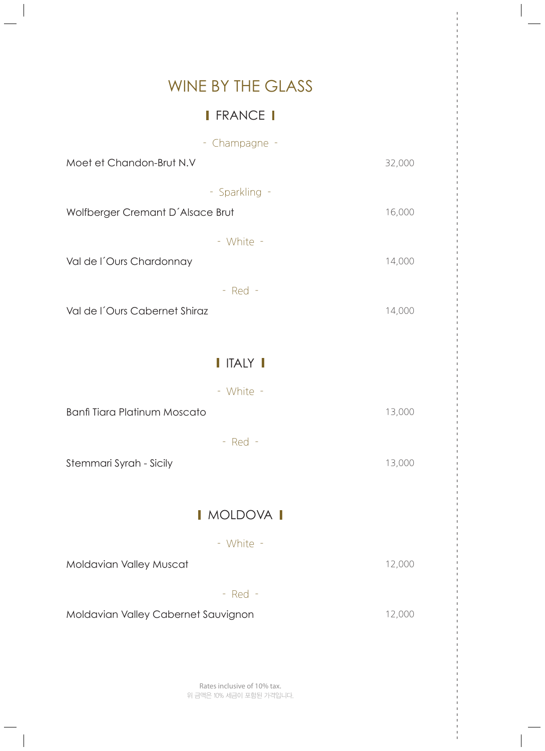# WINE BY THE GLASS

## FRANCE

### - Champagne -

| | |
|---|---|
| Moet et Chandon-Brut N.V | 32,000 |

### - Sparkling -

| | |
|---|---|
| Wolfberger Cremant D´Alsace Brut | 16,000 |

### - White -

| | |
|---|---|
| Val de l´Ours Chardonnay | 14,000 |

### - Red -

| | |
|---|---|
| Val de l´Ours Cabernet Shiraz | 14,000 |

## ITALY

### - White -

| | |
|---|---|
| Banfi Tiara Platinum Moscato | 13,000 |

### - Red -

| | |
|---|---|
| Stemmari Syrah - Sicily | 13,000 |

## MOLDOVA

### - White -

| | |
|---|---|
| Moldavian Valley Muscat | 12,000 |

### - Red -

| | |
|---|---|
| Moldavian Valley Cabernet Sauvignon | 12,000 |

Rates inclusive of 10% tax.
위 금액은 10% 세금이 포함된 가격입니다.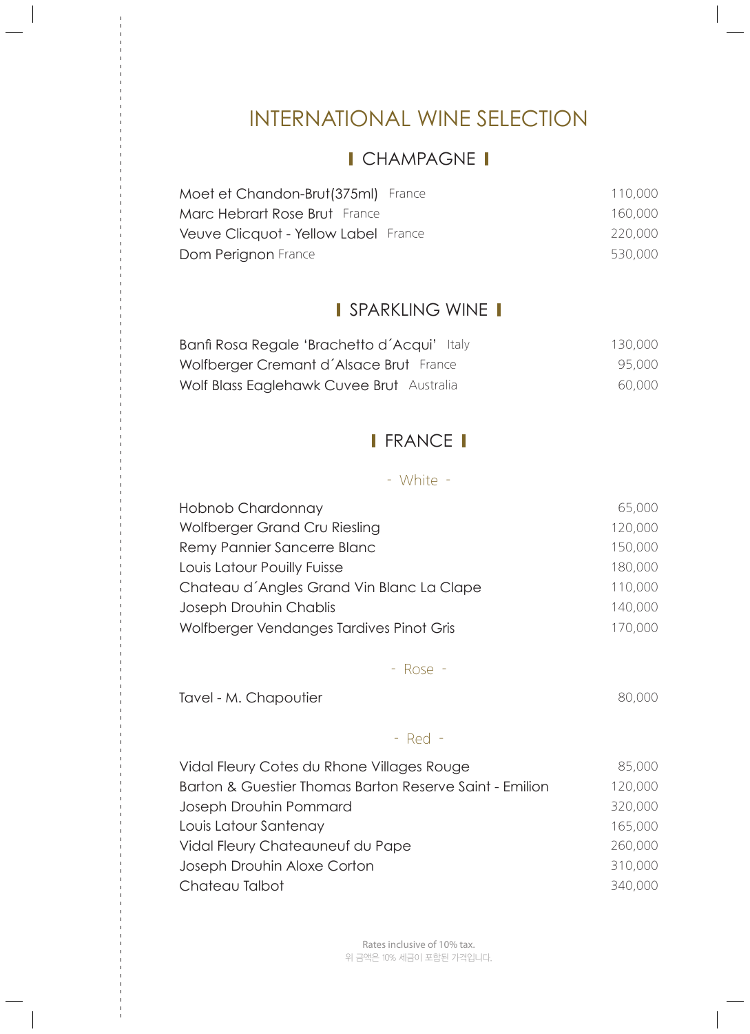# INTERNATIONAL WINE SELECTION

## CHAMPAGNE

| | |
|---|---|
| Moet et Chandon-Brut(375ml) France | 110,000 |
| Marc Hebrart Rose Brut France | 160,000 |
| Veuve Clicquot - Yellow Label France | 220,000 |
| Dom Perignon France | 530,000 |

## SPARKLING WINE

| | |
|---|---|
| Banfi Rosa Regale 'Brachetto d´Acqui' Italy | 130,000 |
| Wolfberger Cremant d´Alsace Brut France | 95,000 |
| Wolf Blass Eaglehawk Cuvee Brut Australia | 60,000 |

## FRANCE

### - White -

| | |
|---|---|
| Hobnob Chardonnay | 65,000 |
| Wolfberger Grand Cru Riesling | 120,000 |
| Remy Pannier Sancerre Blanc | 150,000 |
| Louis Latour Pouilly Fuisse | 180,000 |
| Chateau d´Angles Grand Vin Blanc La Clape | 110,000 |
| Joseph Drouhin Chablis | 140,000 |
| Wolfberger Vendanges Tardives Pinot Gris | 170,000 |

### - Rose -

| | |
|---|---|
| Tavel - M. Chapoutier | 80,000 |

### - Red -

| | |
|---|---|
| Vidal Fleury Cotes du Rhone Villages Rouge | 85,000 |
| Barton & Guestier Thomas Barton Reserve Saint - Emilion | 120,000 |
| Joseph Drouhin Pommard | 320,000 |
| Louis Latour Santenay | 165,000 |
| Vidal Fleury Chateauneuf du Pape | 260,000 |
| Joseph Drouhin Aloxe Corton | 310,000 |
| Chateau Talbot | 340,000 |

Rates inclusive of 10% tax.
위 금액은 10% 세금이 포함된 가격입니다.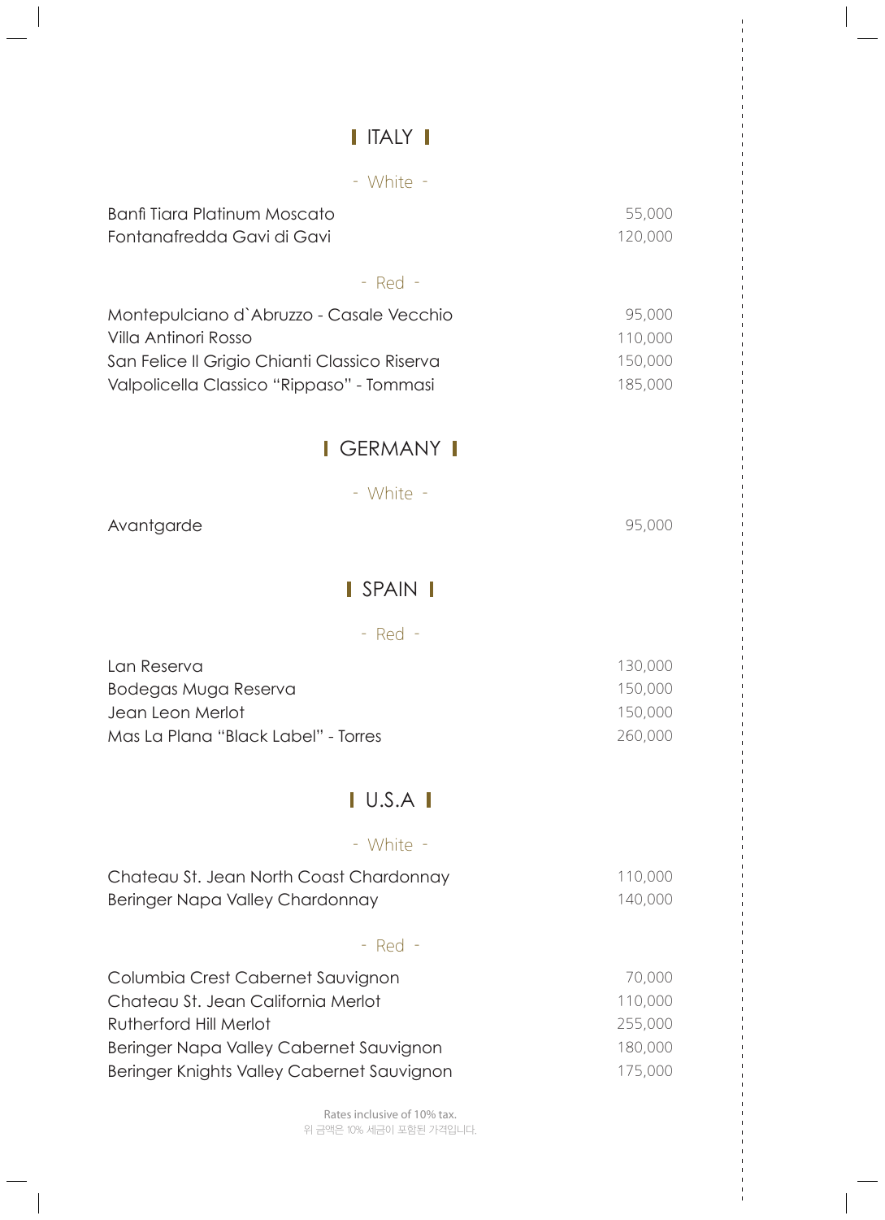## ITALY

### - White -

| | |
|---|---|
| Banfi Tiara Platinum Moscato | 55,000 |
| Fontanafredda Gavi di Gavi | 120,000 |

### - Red -

| | |
|---|---|
| Montepulciano d`Abruzzo - Casale Vecchio | 95,000 |
| Villa Antinori Rosso | 110,000 |
| San Felice Il Grigio Chianti Classico Riserva | 150,000 |
| Valpolicella Classico “Rippaso” - Tommasi | 185,000 |

## GERMANY

### - White -

| | |
|---|---|
| Avantgarde | 95,000 |

## SPAIN

### - Red -

| | |
|---|---|
| Lan Reserva | 130,000 |
| Bodegas Muga Reserva | 150,000 |
| Jean Leon Merlot | 150,000 |
| Mas La Plana “Black Label” - Torres | 260,000 |

## U.S.A

### - White -

| | |
|---|---|
| Chateau St. Jean North Coast Chardonnay | 110,000 |
| Beringer Napa Valley Chardonnay | 140,000 |

### - Red -

| | |
|---|---|
| Columbia Crest Cabernet Sauvignon | 70,000 |
| Chateau St. Jean California Merlot | 110,000 |
| Rutherford Hill Merlot | 255,000 |
| Beringer Napa Valley Cabernet Sauvignon | 180,000 |
| Beringer Knights Valley Cabernet Sauvignon | 175,000 |

Rates inclusive of 10% tax.
위 금액은 10% 세금이 포함된 가격입니다.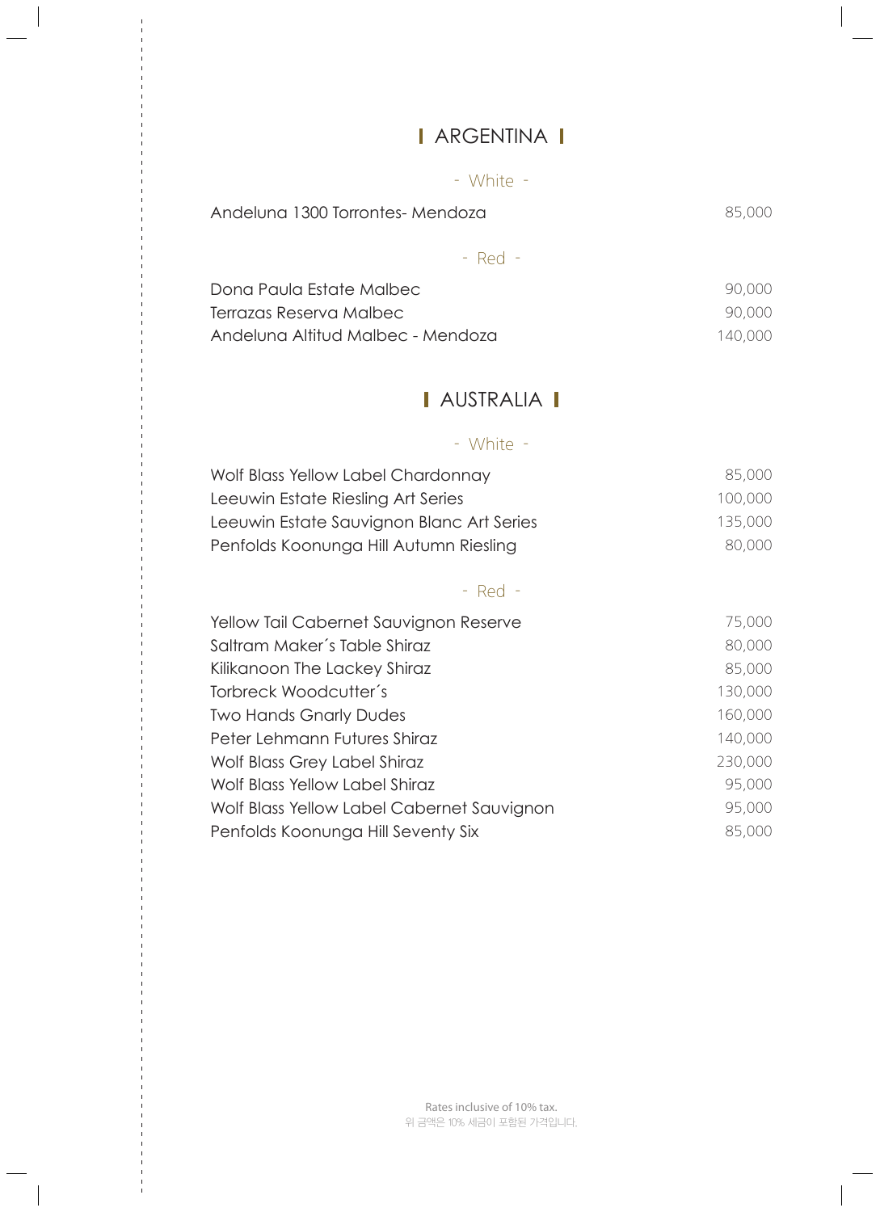## ARGENTINA

### - White -

| | |
|---|---|
| Andeluna 1300 Torrontes- Mendoza | 85,000 |

### - Red -

| | |
|---|---|
| Dona Paula Estate Malbec | 90,000 |
| Terrazas Reserva Malbec | 90,000 |
| Andeluna Altitud Malbec - Mendoza | 140,000 |

## AUSTRALIA

### - White -

| | |
|---|---|
| Wolf Blass Yellow Label Chardonnay | 85,000 |
| Leeuwin Estate Riesling Art Series | 100,000 |
| Leeuwin Estate Sauvignon Blanc Art Series | 135,000 |
| Penfolds Koonunga Hill Autumn Riesling | 80,000 |

### - Red -

| | |
|---|---|
| Yellow Tail Cabernet Sauvignon Reserve | 75,000 |
| Saltram Maker´s Table Shiraz | 80,000 |
| Kilikanoon The Lackey Shiraz | 85,000 |
| Torbreck Woodcutter´s | 130,000 |
| Two Hands Gnarly Dudes | 160,000 |
| Peter Lehmann Futures Shiraz | 140,000 |
| Wolf Blass Grey Label Shiraz | 230,000 |
| Wolf Blass Yellow Label Shiraz | 95,000 |
| Wolf Blass Yellow Label Cabernet Sauvignon | 95,000 |
| Penfolds Koonunga Hill Seventy Six | 85,000 |

Rates inclusive of 10% tax.
위 금액은 10% 세금이 포함된 가격입니다.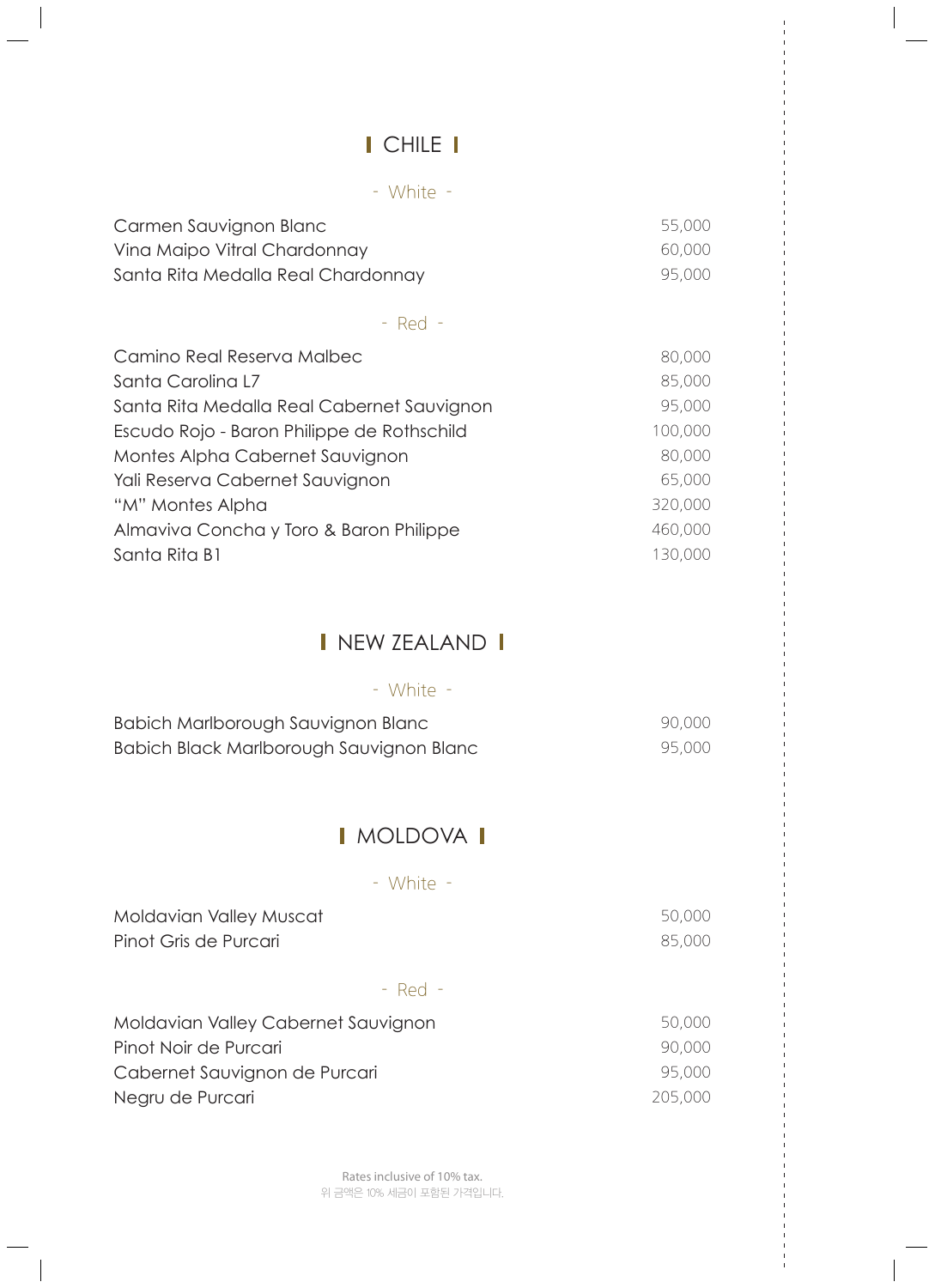## CHILE

### - White -

| | |
|---|---|
| Carmen Sauvignon Blanc | 55,000 |
| Vina Maipo Vitral Chardonnay | 60,000 |
| Santa Rita Medalla Real Chardonnay | 95,000 |

### - Red -

| | |
|---|---|
| Camino Real Reserva Malbec | 80,000 |
| Santa Carolina L7 | 85,000 |
| Santa Rita Medalla Real Cabernet Sauvignon | 95,000 |
| Escudo Rojo - Baron Philippe de Rothschild | 100,000 |
| Montes Alpha Cabernet Sauvignon | 80,000 |
| Yali Reserva Cabernet Sauvignon | 65,000 |
| "M" Montes Alpha | 320,000 |
| Almaviva Concha y Toro & Baron Philippe | 460,000 |
| Santa Rita B1 | 130,000 |

## NEW ZEALAND

### - White -

| | |
|---|---|
| Babich Marlborough Sauvignon Blanc | 90,000 |
| Babich Black Marlborough Sauvignon Blanc | 95,000 |

## MOLDOVA

### - White -

| | |
|---|---|
| Moldavian Valley Muscat | 50,000 |
| Pinot Gris de Purcari | 85,000 |

### - Red -

| | |
|---|---|
| Moldavian Valley Cabernet Sauvignon | 50,000 |
| Pinot Noir de Purcari | 90,000 |
| Cabernet Sauvignon de Purcari | 95,000 |
| Negru de Purcari | 205,000 |

Rates inclusive of 10% tax.
위 금액은 10% 세금이 포함된 가격입니다.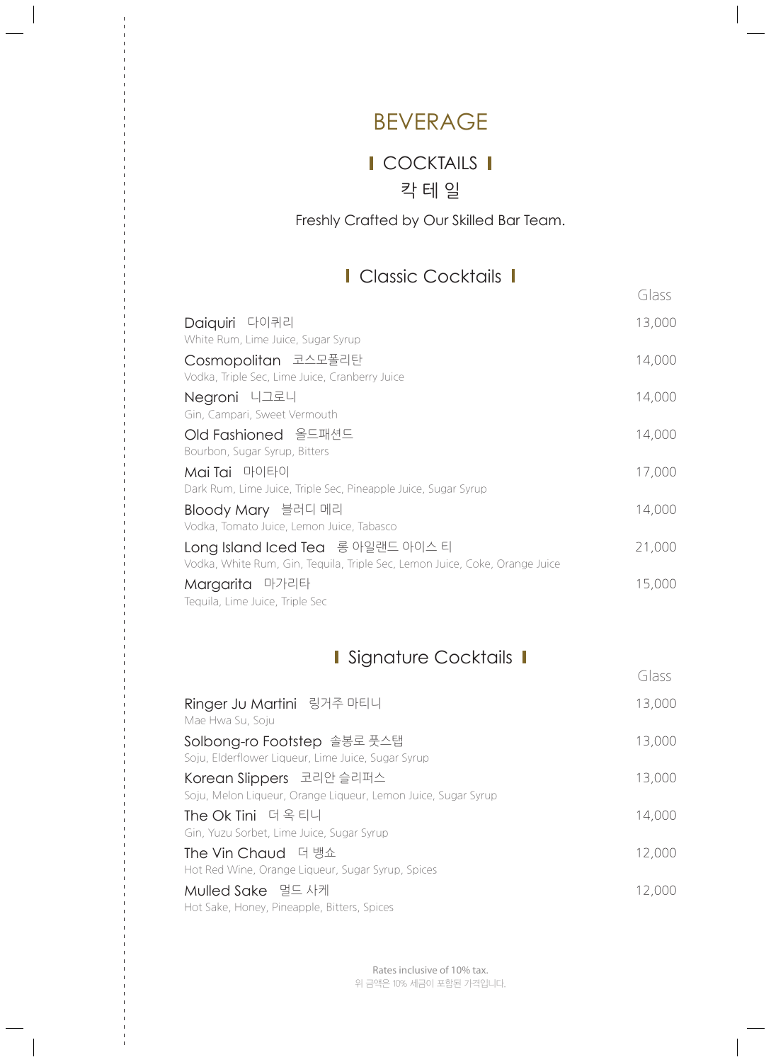# BEVERAGE

## COCKTAILS
## 칵 테 일

Freshly Crafted by Our Skilled Bar Team.

### Classic Cocktails

| | Glass |
|---|---|
| Daiquiri 다이퀴리<br>White Rum, Lime Juice, Sugar Syrup | 13,000 |
| Cosmopolitan 코스모폴리탄<br>Vodka, Triple Sec, Lime Juice, Cranberry Juice | 14,000 |
| Negroni 니그로니<br>Gin, Campari, Sweet Vermouth | 14,000 |
| Old Fashioned 올드패션드<br>Bourbon, Sugar Syrup, Bitters | 14,000 |
| Mai Tai 마이타이<br>Dark Rum, Lime Juice, Triple Sec, Pineapple Juice, Sugar Syrup | 17,000 |
| Bloody Mary 블러디 메리<br>Vodka, Tomato Juice, Lemon Juice, Tabasco | 14,000 |
| Long Island Iced Tea 롱 아일랜드 아이스 티<br>Vodka, White Rum, Gin, Tequila, Triple Sec, Lemon Juice, Coke, Orange Juice | 21,000 |
| Margarita 마가리타<br>Tequila, Lime Juice, Triple Sec | 15,000 |

### Signature Cocktails

| | Glass |
|---|---|
| Ringer Ju Martini 링거주 마티니<br>Mae Hwa Su, Soju | 13,000 |
| Solbong-ro Footstep 솔봉로 풋스탭<br>Soju, Elderflower Liqueur, Lime Juice, Sugar Syrup | 13,000 |
| Korean Slippers 코리안 슬리퍼스<br>Soju, Melon Liqueur, Orange Liqueur, Lemon Juice, Sugar Syrup | 13,000 |
| The Ok Tini 더 옥 티니<br>Gin, Yuzu Sorbet, Lime Juice, Sugar Syrup | 14,000 |
| The Vin Chaud 더 뱅쇼<br>Hot Red Wine, Orange Liqueur, Sugar Syrup, Spices | 12,000 |
| Mulled Sake 멀드 사케<br>Hot Sake, Honey, Pineapple, Bitters, Spices | 12,000 |

Rates inclusive of 10% tax.
위 금액은 10% 세금이 포함된 가격입니다.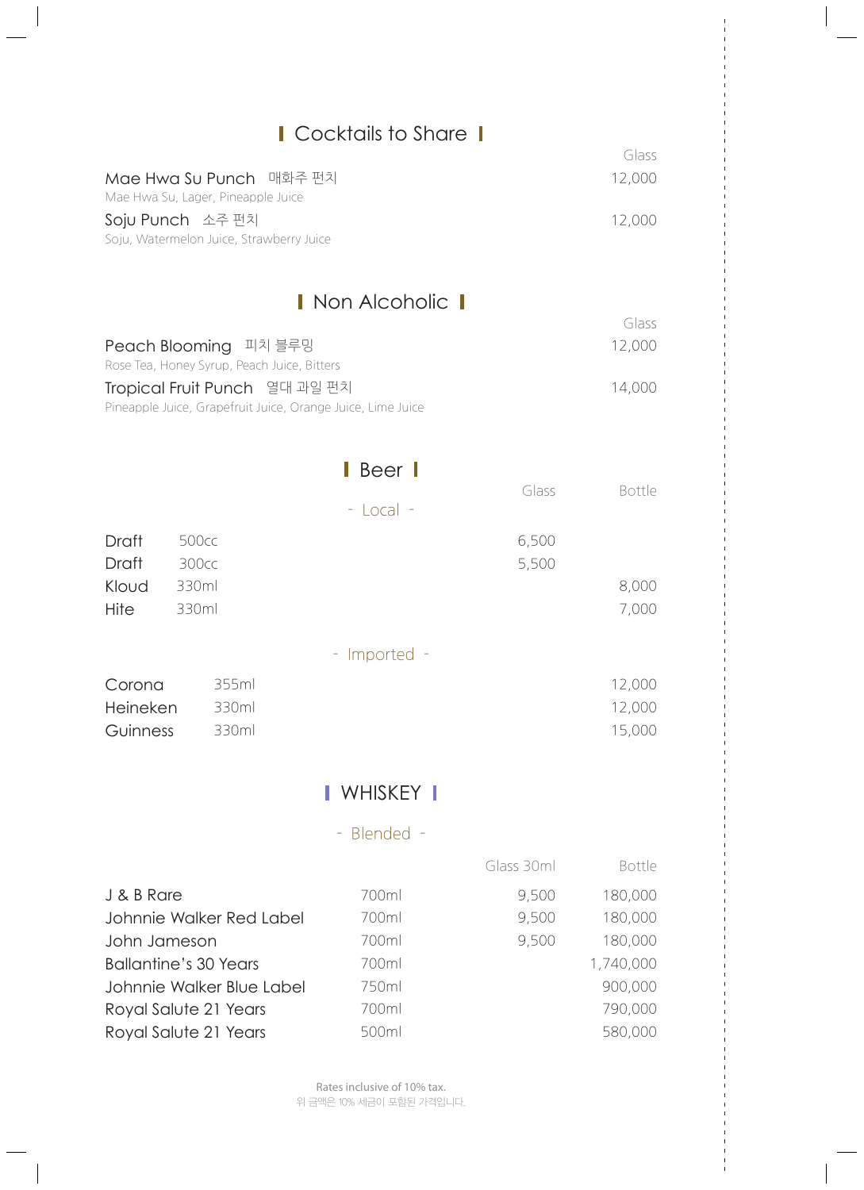## Cocktails to Share

| | Glass |
|---|---|
| Mae Hwa Su Punch 매화주 펀치<br>Mae Hwa Su, Lager, Pineapple Juice | 12,000 |
| Soju Punch 소주 펀치<br>Soju, Watermelon Juice, Strawberry Juice | 12,000 |

## Non Alcoholic

| | Glass |
|---|---|
| Peach Blooming 피치 블루밍<br>Rose Tea, Honey Syrup, Peach Juice, Bitters | 12,000 |
| Tropical Fruit Punch 열대 과일 펀치<br>Pineapple Juice, Grapefruit Juice, Orange Juice, Lime Juice | 14,000 |

## Beer

### - Local -

| | | Glass | Bottle |
|---|---|---|---|
| Draft | 500cc | 6,500 | |
| Draft | 300cc | 5,500 | |
| Kloud | 330ml | | 8,000 |
| Hite | 330ml | | 7,000 |

### - Imported -

| | | Bottle |
|---|---|---|
| Corona | 355ml | 12,000 |
| Heineken | 330ml | 12,000 |
| Guinness | 330ml | 15,000 |

## WHISKEY

### - Blended -

| | | Glass 30ml | Bottle |
|---|---|---|---|
| J & B Rare | 700ml | 9,500 | 180,000 |
| Johnnie Walker Red Label | 700ml | 9,500 | 180,000 |
| John Jameson | 700ml | 9,500 | 180,000 |
| Ballantine's 30 Years | 700ml | | 1,740,000 |
| Johnnie Walker Blue Label | 750ml | | 900,000 |
| Royal Salute 21 Years | 700ml | | 790,000 |
| Royal Salute 21 Years | 500ml | | 580,000 |

Rates inclusive of 10% tax.
위 금액은 10% 세금이 포함된 가격입니다.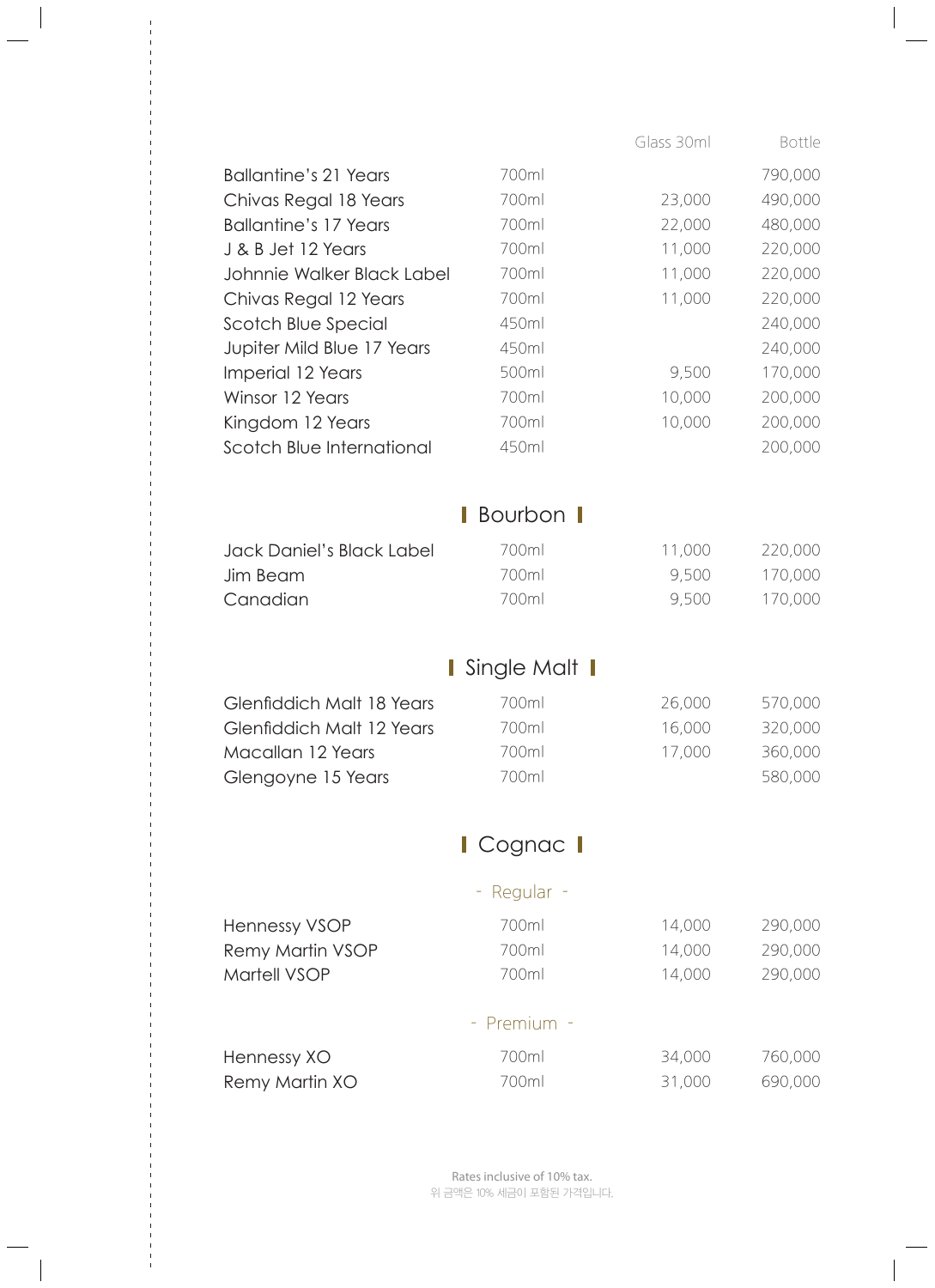| | | Glass 30ml | Bottle |
|---|---|---|---|
| Ballantine's 21 Years | 700ml | | 790,000 |
| Chivas Regal 18 Years | 700ml | 23,000 | 490,000 |
| Ballantine's 17 Years | 700ml | 22,000 | 480,000 |
| J & B Jet 12 Years | 700ml | 11,000 | 220,000 |
| Johnnie Walker Black Label | 700ml | 11,000 | 220,000 |
| Chivas Regal 12 Years | 700ml | 11,000 | 220,000 |
| Scotch Blue Special | 450ml | | 240,000 |
| Jupiter Mild Blue 17 Years | 450ml | | 240,000 |
| Imperial 12 Years | 500ml | 9,500 | 170,000 |
| Winsor 12 Years | 700ml | 10,000 | 200,000 |
| Kingdom 12 Years | 700ml | 10,000 | 200,000 |
| Scotch Blue International | 450ml | | 200,000 |

## Bourbon

| | | Glass 30ml | Bottle |
|---|---|---|---|
| Jack Daniel's Black Label | 700ml | 11,000 | 220,000 |
| Jim Beam | 700ml | 9,500 | 170,000 |
| Canadian | 700ml | 9,500 | 170,000 |

## Single Malt

| | | Glass 30ml | Bottle |
|---|---|---|---|
| Glenfiddich Malt 18 Years | 700ml | 26,000 | 570,000 |
| Glenfiddich Malt 12 Years | 700ml | 16,000 | 320,000 |
| Macallan 12 Years | 700ml | 17,000 | 360,000 |
| Glengoyne 15 Years | 700ml | | 580,000 |

## Cognac

### - Regular -

| | | Glass 30ml | Bottle |
|---|---|---|---|
| Hennessy VSOP | 700ml | 14,000 | 290,000 |
| Remy Martin VSOP | 700ml | 14,000 | 290,000 |
| Martell VSOP | 700ml | 14,000 | 290,000 |

### - Premium -

| | | Glass 30ml | Bottle |
|---|---|---|---|
| Hennessy XO | 700ml | 34,000 | 760,000 |
| Remy Martin XO | 700ml | 31,000 | 690,000 |

Rates inclusive of 10% tax.
위 금액은 10% 세금이 포함된 가격입니다.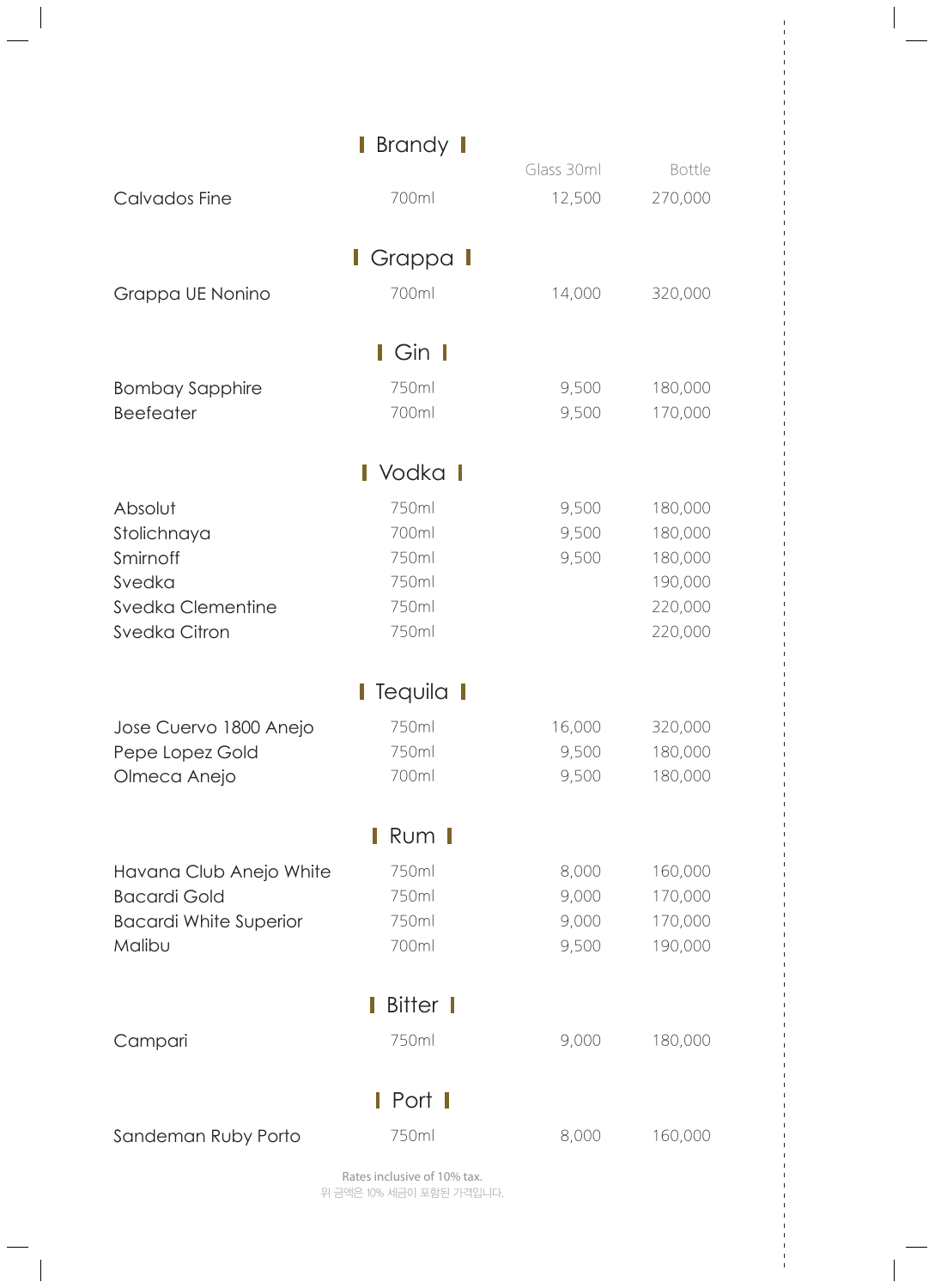## Brandy

| | | Glass 30ml | Bottle |
|---|---|---|---|
| Calvados Fine | 700ml | 12,500 | 270,000 |

## Grappa

| | | Glass 30ml | Bottle |
|---|---|---|---|
| Grappa UE Nonino | 700ml | 14,000 | 320,000 |

## Gin

| | | Glass 30ml | Bottle |
|---|---|---|---|
| Bombay Sapphire | 750ml | 9,500 | 180,000 |
| Beefeater | 700ml | 9,500 | 170,000 |

## Vodka

| | | Glass 30ml | Bottle |
|---|---|---|---|
| Absolut | 750ml | 9,500 | 180,000 |
| Stolichnaya | 700ml | 9,500 | 180,000 |
| Smirnoff | 750ml | 9,500 | 180,000 |
| Svedka | 750ml | | 190,000 |
| Svedka Clementine | 750ml | | 220,000 |
| Svedka Citron | 750ml | | 220,000 |

## Tequila

| | | Glass 30ml | Bottle |
|---|---|---|---|
| Jose Cuervo 1800 Anejo | 750ml | 16,000 | 320,000 |
| Pepe Lopez Gold | 750ml | 9,500 | 180,000 |
| Olmeca Anejo | 700ml | 9,500 | 180,000 |

## Rum

| | | Glass 30ml | Bottle |
|---|---|---|---|
| Havana Club Anejo White | 750ml | 8,000 | 160,000 |
| Bacardi Gold | 750ml | 9,000 | 170,000 |
| Bacardi White Superior | 750ml | 9,000 | 170,000 |
| Malibu | 700ml | 9,500 | 190,000 |

## Bitter

| | | Glass 30ml | Bottle |
|---|---|---|---|
| Campari | 750ml | 9,000 | 180,000 |

## Port

| | | Glass 30ml | Bottle |
|---|---|---|---|
| Sandeman Ruby Porto | 750ml | 8,000 | 160,000 |

Rates inclusive of 10% tax.
위 금액은 10% 세금이 포함된 가격입니다.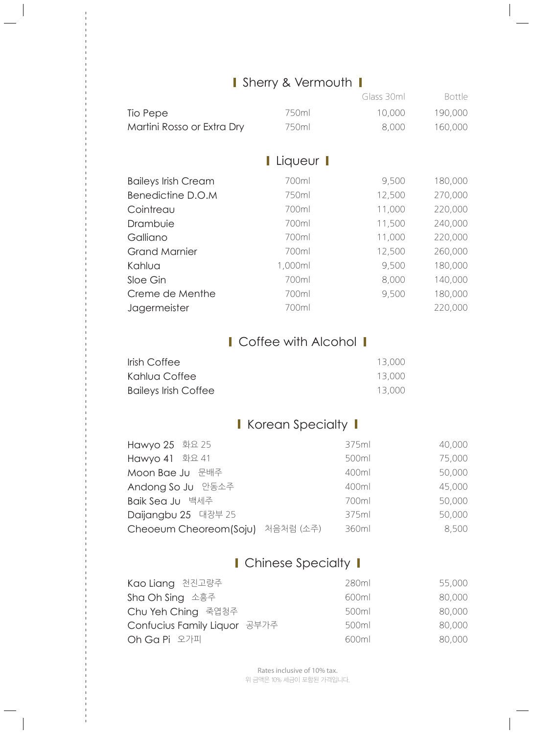## Sherry & Vermouth

| | | Glass 30ml | Bottle |
|---|---|---|---|
| Tio Pepe | 750ml | 10,000 | 190,000 |
| Martini Rosso or Extra Dry | 750ml | 8,000 | 160,000 |

## Liqueur

| | | | |
|---|---|---|---|
| Baileys Irish Cream | 700ml | 9,500 | 180,000 |
| Benedictine D.O.M | 750ml | 12,500 | 270,000 |
| Cointreau | 700ml | 11,000 | 220,000 |
| Drambuie | 700ml | 11,500 | 240,000 |
| Galliano | 700ml | 11,000 | 220,000 |
| Grand Marnier | 700ml | 12,500 | 260,000 |
| Kahlua | 1,000ml | 9,500 | 180,000 |
| Sloe Gin | 700ml | 8,000 | 140,000 |
| Creme de Menthe | 700ml | 9,500 | 180,000 |
| Jagermeister | 700ml | | 220,000 |

## Coffee with Alcohol

| | |
|---|---|
| Irish Coffee | 13,000 |
| Kahlua Coffee | 13,000 |
| Baileys Irish Coffee | 13,000 |

## Korean Specialty

| | | |
|---|---|---|
| Hawyo 25 화요 25 | 375ml | 40,000 |
| Hawyo 41 화요 41 | 500ml | 75,000 |
| Moon Bae Ju 문배주 | 400ml | 50,000 |
| Andong So Ju 안동소주 | 400ml | 45,000 |
| Baik Sea Ju 백세주 | 700ml | 50,000 |
| Daijangbu 25 대장부 25 | 375ml | 50,000 |
| Cheoeum Cheoreom(Soju) 처음처럼 (소주) | 360ml | 8,500 |

## Chinese Specialty

| | | |
|---|---|---|
| Kao Liang 천진고량주 | 280ml | 55,000 |
| Sha Oh Sing 소흥주 | 600ml | 80,000 |
| Chu Yeh Ching 죽엽청주 | 500ml | 80,000 |
| Confucius Family Liquor 공부가주 | 500ml | 80,000 |
| Oh Ga Pi 오가피 | 600ml | 80,000 |

Rates inclusive of 10% tax.
위 금액은 10% 세금이 포함된 가격입니다.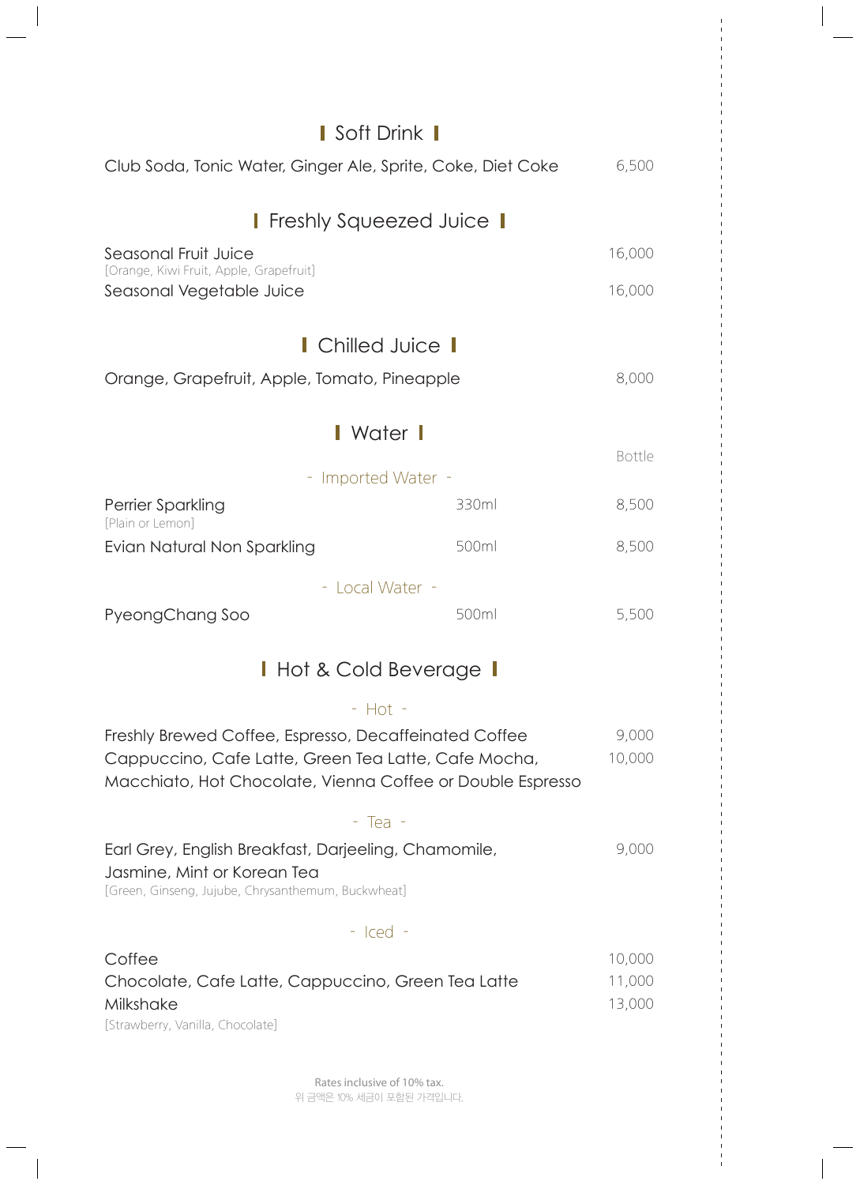## Soft Drink

| | |
|---|---|
| Club Soda, Tonic Water, Ginger Ale, Sprite, Coke, Diet Coke | 6,500 |

## Freshly Squeezed Juice

| | |
|---|---|
| Seasonal Fruit Juice<br>[Orange, Kiwi Fruit, Apple, Grapefruit] | 16,000 |
| Seasonal Vegetable Juice | 16,000 |

## Chilled Juice

| | |
|---|---|
| Orange, Grapefruit, Apple, Tomato, Pineapple | 8,000 |

## Water

| | | Bottle |
|---|---|---|
| **- Imported Water -** | | |
| Perrier Sparkling<br>[Plain or Lemon] | 330ml | 8,500 |
| Evian Natural Non Sparkling | 500ml | 8,500 |
| **- Local Water -** | | |
| PyeongChang Soo | 500ml | 5,500 |

## Hot & Cold Beverage

### - Hot -

| | |
|---|---|
| Freshly Brewed Coffee, Espresso, Decaffeinated Coffee | 9,000 |
| Cappuccino, Cafe Latte, Green Tea Latte, Cafe Mocha, Macchiato, Hot Chocolate, Vienna Coffee or Double Espresso | 10,000 |

### - Tea -

| | |
|---|---|
| Earl Grey, English Breakfast, Darjeeling, Chamomile, Jasmine, Mint or Korean Tea<br>[Green, Ginseng, Jujube, Chrysanthemum, Buckwheat] | 9,000 |

### - Iced -

| | |
|---|---|
| Coffee | 10,000 |
| Chocolate, Cafe Latte, Cappuccino, Green Tea Latte | 11,000 |
| Milkshake<br>[Strawberry, Vanilla, Chocolate] | 13,000 |

Rates inclusive of 10% tax.
위 금액은 10% 세금이 포함된 가격입니다.